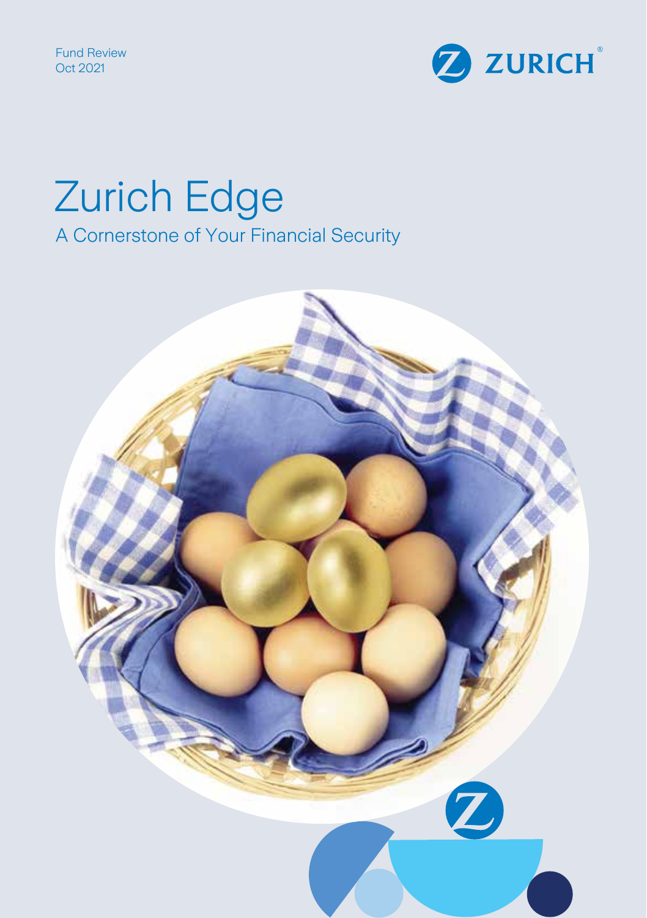Fund Review
Oct 2021

ZURICH

# Zurich Edge

## A Cornerstone of Your Financial Security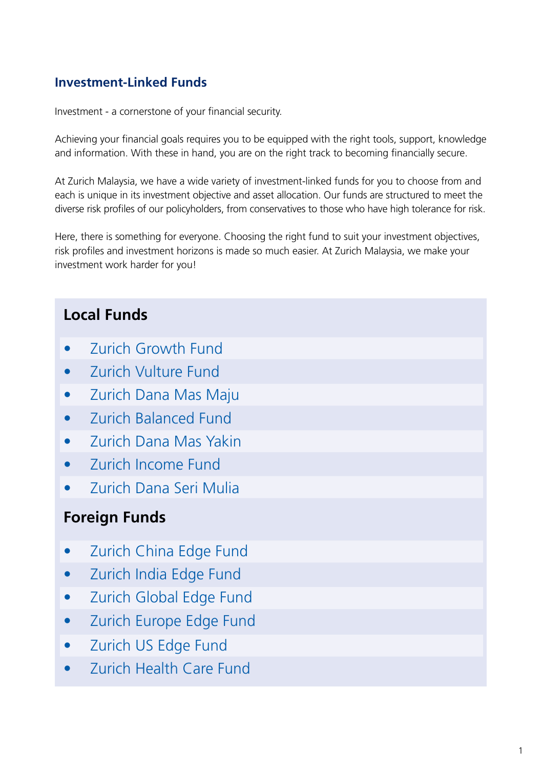## Investment-Linked Funds

Investment - a cornerstone of your financial security.

Achieving your financial goals requires you to be equipped with the right tools, support, knowledge and information. With these in hand, you are on the right track to becoming financially secure.

At Zurich Malaysia, we have a wide variety of investment-linked funds for you to choose from and each is unique in its investment objective and asset allocation. Our funds are structured to meet the diverse risk profiles of our policyholders, from conservatives to those who have high tolerance for risk.

Here, there is something for everyone. Choosing the right fund to suit your investment objectives, risk profiles and investment horizons is made so much easier. At Zurich Malaysia, we make your investment work harder for you!

### Local Funds

- Zurich Growth Fund
- Zurich Vulture Fund
- Zurich Dana Mas Maju
- Zurich Balanced Fund
- Zurich Dana Mas Yakin
- Zurich Income Fund
- Zurich Dana Seri Mulia

### Foreign Funds

- Zurich China Edge Fund
- Zurich India Edge Fund
- Zurich Global Edge Fund
- Zurich Europe Edge Fund
- Zurich US Edge Fund
- Zurich Health Care Fund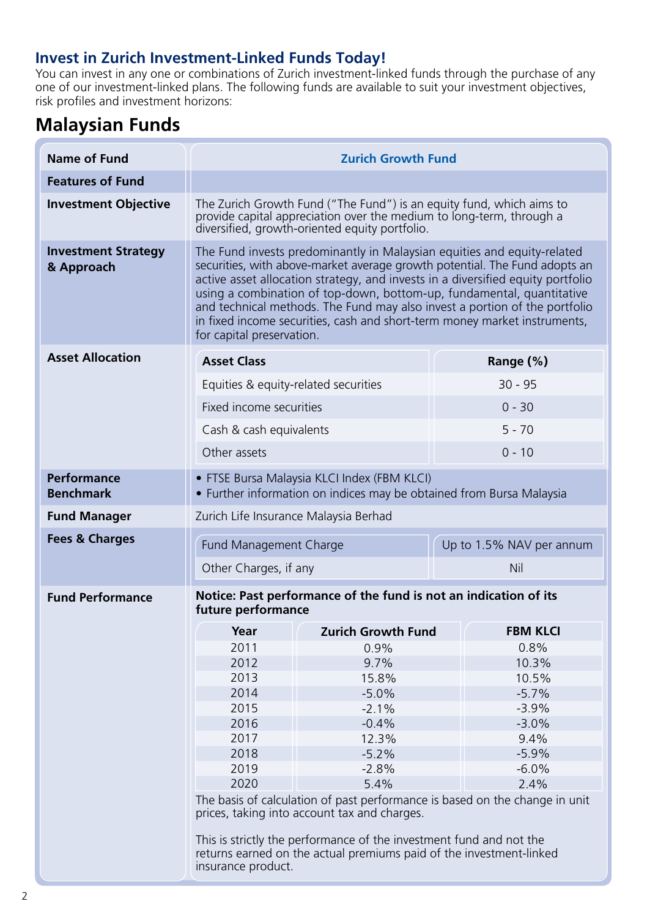## Invest in Zurich Investment-Linked Funds Today!

You can invest in any one or combinations of Zurich investment-linked funds through the purchase of any one of our investment-linked plans. The following funds are available to suit your investment objectives, risk profiles and investment horizons:

# Malaysian Funds

| Name of Fund | Zurich Growth Fund |
|---|---|
| **Features of Fund** | |
| **Investment Objective** | The Zurich Growth Fund ("The Fund") is an equity fund, which aims to provide capital appreciation over the medium to long-term, through a diversified, growth-oriented equity portfolio. |
| **Investment Strategy & Approach** | The Fund invests predominantly in Malaysian equities and equity-related securities, with above-market average growth potential. The Fund adopts an active asset allocation strategy, and invests in a diversified equity portfolio using a combination of top-down, bottom-up, fundamental, quantitative and technical methods. The Fund may also invest a portion of the portfolio in fixed income securities, cash and short-term money market instruments, for capital preservation. |
| **Asset Allocation** | See table below |
| **Performance Benchmark** | • FTSE Bursa Malaysia KLCI Index (FBM KLCI)<br>• Further information on indices may be obtained from Bursa Malaysia |
| **Fund Manager** | Zurich Life Insurance Malaysia Berhad |
| **Fees & Charges** | See table below |
| **Fund Performance** | See table below |

**Asset Allocation**

| Asset Class | Range (%) |
|---|---|
| Equities & equity-related securities | 30 - 95 |
| Fixed income securities | 0 - 30 |
| Cash & cash equivalents | 5 - 70 |
| Other assets | 0 - 10 |

**Fees & Charges**

| Fund Management Charge | Up to 1.5% NAV per annum |
|---|---|
| Other Charges, if any | Nil |

**Fund Performance**

**Notice: Past performance of the fund is not an indication of its future performance**

| Year | Zurich Growth Fund | FBM KLCI |
|---|---|---|
| 2011 | 0.9% | 0.8% |
| 2012 | 9.7% | 10.3% |
| 2013 | 15.8% | 10.5% |
| 2014 | -5.0% | -5.7% |
| 2015 | -2.1% | -3.9% |
| 2016 | -0.4% | -3.0% |
| 2017 | 12.3% | 9.4% |
| 2018 | -5.2% | -5.9% |
| 2019 | -2.8% | -6.0% |
| 2020 | 5.4% | 2.4% |

The basis of calculation of past performance is based on the change in unit prices, taking into account tax and charges.

This is strictly the performance of the investment fund and not the returns earned on the actual premiums paid of the investment-linked insurance product.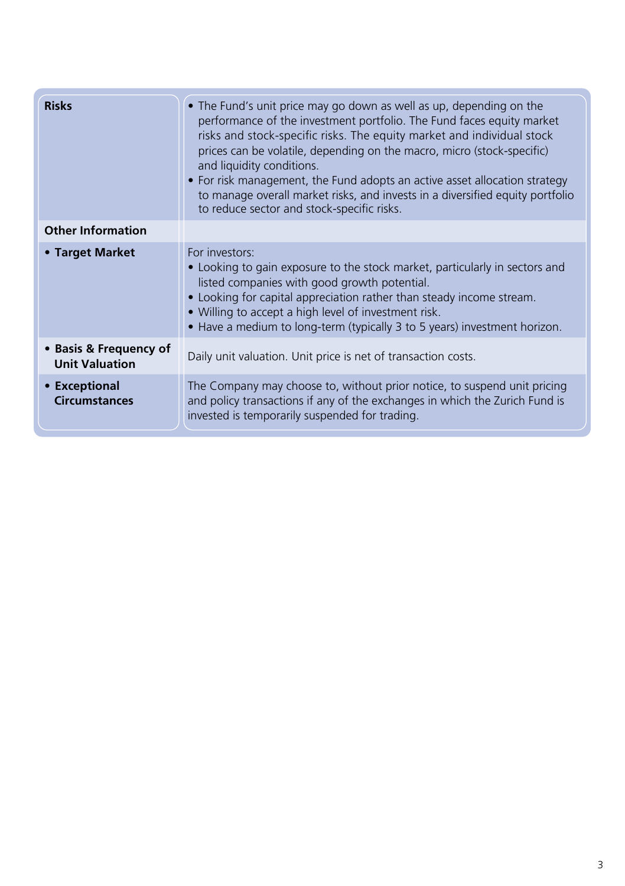| | |
|---|---|
| **Risks** | • The Fund's unit price may go down as well as up, depending on the performance of the investment portfolio. The Fund faces equity market risks and stock-specific risks. The equity market and individual stock prices can be volatile, depending on the macro, micro (stock-specific) and liquidity conditions.<br>• For risk management, the Fund adopts an active asset allocation strategy to manage overall market risks, and invests in a diversified equity portfolio to reduce sector and stock-specific risks. |
| **Other Information** | |
| **• Target Market** | For investors:<br>• Looking to gain exposure to the stock market, particularly in sectors and listed companies with good growth potential.<br>• Looking for capital appreciation rather than steady income stream.<br>• Willing to accept a high level of investment risk.<br>• Have a medium to long-term (typically 3 to 5 years) investment horizon. |
| **• Basis & Frequency of Unit Valuation** | Daily unit valuation. Unit price is net of transaction costs. |
| **• Exceptional Circumstances** | The Company may choose to, without prior notice, to suspend unit pricing and policy transactions if any of the exchanges in which the Zurich Fund is invested is temporarily suspended for trading. |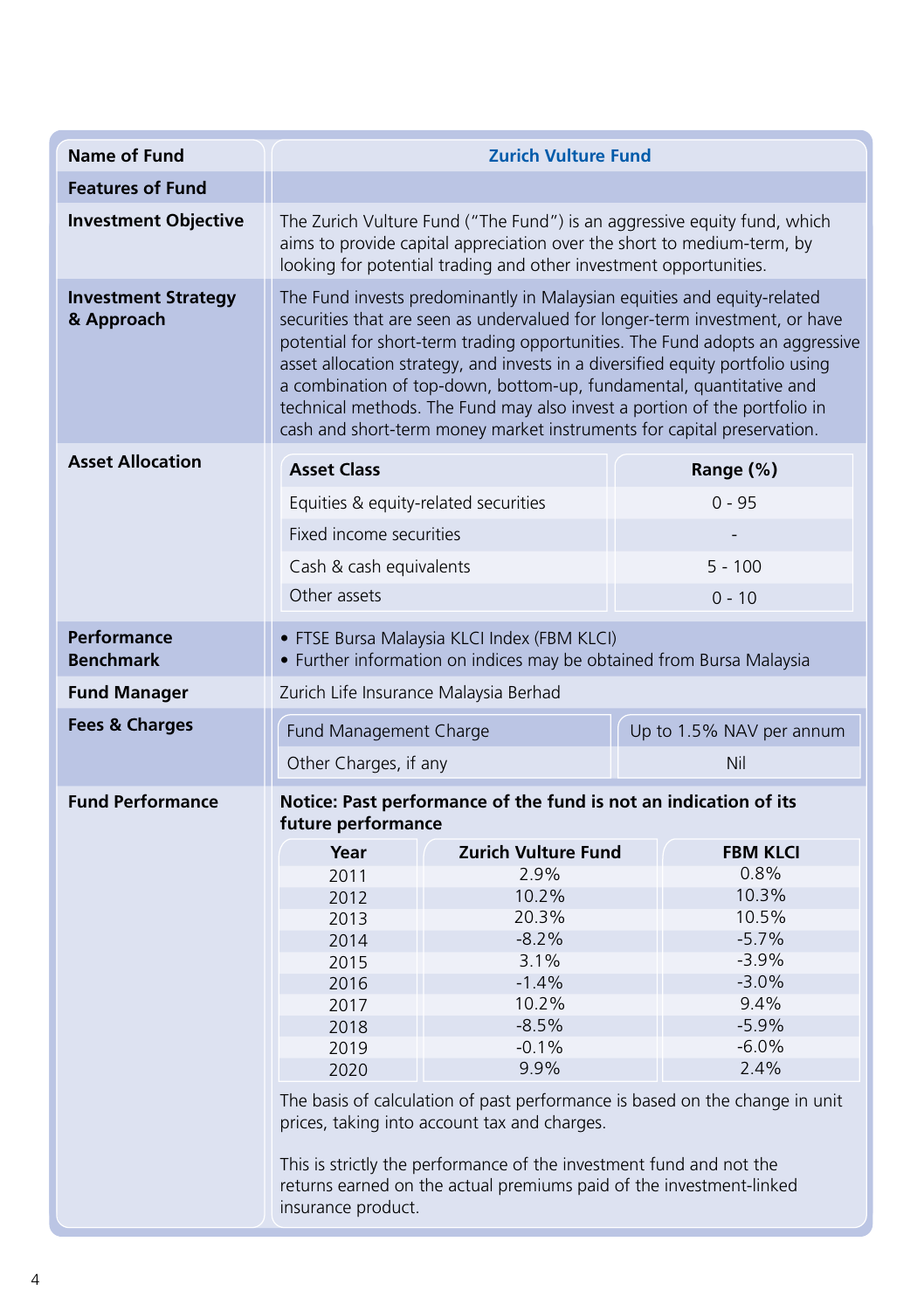| Name of Fund | Zurich Vulture Fund |
|---|---|
| **Features of Fund** | |
| **Investment Objective** | The Zurich Vulture Fund ("The Fund") is an aggressive equity fund, which aims to provide capital appreciation over the short to medium-term, by looking for potential trading and other investment opportunities. |
| **Investment Strategy & Approach** | The Fund invests predominantly in Malaysian equities and equity-related securities that are seen as undervalued for longer-term investment, or have potential for short-term trading opportunities. The Fund adopts an aggressive asset allocation strategy, and invests in a diversified equity portfolio using a combination of top-down, bottom-up, fundamental, quantitative and technical methods. The Fund may also invest a portion of the portfolio in cash and short-term money market instruments for capital preservation. |
| **Asset Allocation** | See Asset Allocation table below |
| **Performance Benchmark** | • FTSE Bursa Malaysia KLCI Index (FBM KLCI)<br>• Further information on indices may be obtained from Bursa Malaysia |
| **Fund Manager** | Zurich Life Insurance Malaysia Berhad |
| **Fees & Charges** | See Fees & Charges table below |
| **Fund Performance** | See Fund Performance section below |

**Asset Allocation**

| Asset Class | Range (%) |
|---|---|
| Equities & equity-related securities | 0 - 95 |
| Fixed income securities | - |
| Cash & cash equivalents | 5 - 100 |
| Other assets | 0 - 10 |

**Fees & Charges**

| | |
|---|---|
| Fund Management Charge | Up to 1.5% NAV per annum |
| Other Charges, if any | Nil |

**Fund Performance**

**Notice: Past performance of the fund is not an indication of its future performance**

| Year | Zurich Vulture Fund | FBM KLCI |
|---|---|---|
| 2011 | 2.9% | 0.8% |
| 2012 | 10.2% | 10.3% |
| 2013 | 20.3% | 10.5% |
| 2014 | -8.2% | -5.7% |
| 2015 | 3.1% | -3.9% |
| 2016 | -1.4% | -3.0% |
| 2017 | 10.2% | 9.4% |
| 2018 | -8.5% | -5.9% |
| 2019 | -0.1% | -6.0% |
| 2020 | 9.9% | 2.4% |

The basis of calculation of past performance is based on the change in unit prices, taking into account tax and charges.

This is strictly the performance of the investment fund and not the returns earned on the actual premiums paid of the investment-linked insurance product.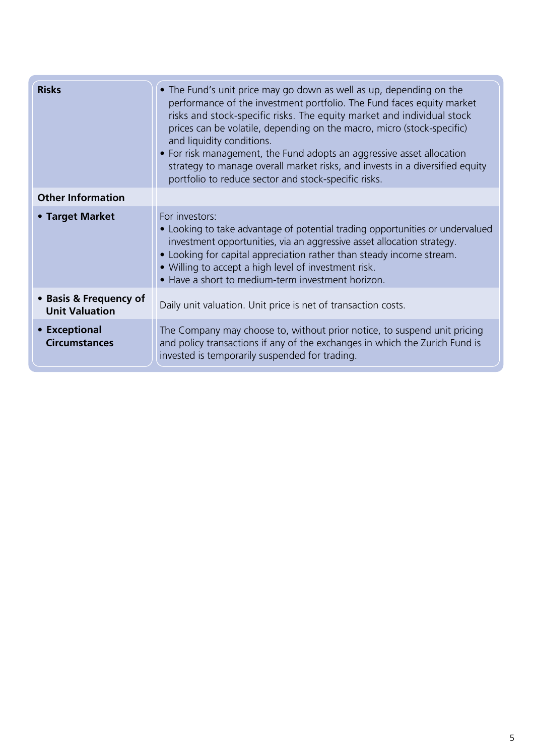| | |
|---|---|
| **Risks** | • The Fund's unit price may go down as well as up, depending on the performance of the investment portfolio. The Fund faces equity market risks and stock-specific risks. The equity market and individual stock prices can be volatile, depending on the macro, micro (stock-specific) and liquidity conditions.<br>• For risk management, the Fund adopts an aggressive asset allocation strategy to manage overall market risks, and invests in a diversified equity portfolio to reduce sector and stock-specific risks. |
| **Other Information** | |
| **• Target Market** | For investors:<br>• Looking to take advantage of potential trading opportunities or undervalued investment opportunities, via an aggressive asset allocation strategy.<br>• Looking for capital appreciation rather than steady income stream.<br>• Willing to accept a high level of investment risk.<br>• Have a short to medium-term investment horizon. |
| **• Basis & Frequency of Unit Valuation** | Daily unit valuation. Unit price is net of transaction costs. |
| **• Exceptional Circumstances** | The Company may choose to, without prior notice, to suspend unit pricing and policy transactions if any of the exchanges in which the Zurich Fund is invested is temporarily suspended for trading. |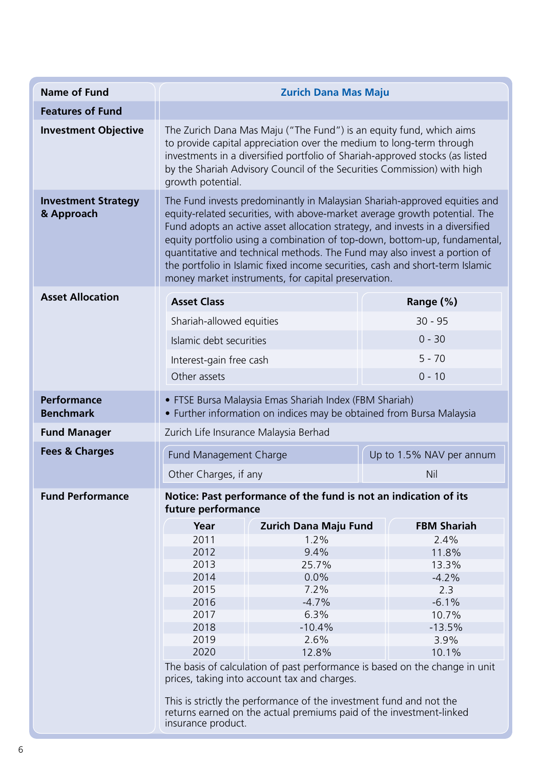| Name of Fund | Zurich Dana Mas Maju |
|---|---|
| **Features of Fund** | |
| **Investment Objective** | The Zurich Dana Mas Maju ("The Fund") is an equity fund, which aims to provide capital appreciation over the medium to long-term through investments in a diversified portfolio of Shariah-approved stocks (as listed by the Shariah Advisory Council of the Securities Commission) with high growth potential. |
| **Investment Strategy & Approach** | The Fund invests predominantly in Malaysian Shariah-approved equities and equity-related securities, with above-market average growth potential. The Fund adopts an active asset allocation strategy, and invests in a diversified equity portfolio using a combination of top-down, bottom-up, fundamental, quantitative and technical methods. The Fund may also invest a portion of the portfolio in Islamic fixed income securities, cash and short-term Islamic money market instruments, for capital preservation. |
| **Asset Allocation** | See table below |
| **Performance Benchmark** | • FTSE Bursa Malaysia Emas Shariah Index (FBM Shariah)<br>• Further information on indices may be obtained from Bursa Malaysia |
| **Fund Manager** | Zurich Life Insurance Malaysia Berhad |
| **Fees & Charges** | See table below |
| **Fund Performance** | See table below |

**Asset Allocation**

| Asset Class | Range (%) |
|---|---|
| Shariah-allowed equities | 30 - 95 |
| Islamic debt securities | 0 - 30 |
| Interest-gain free cash | 5 - 70 |
| Other assets | 0 - 10 |

**Fees & Charges**

| | |
|---|---|
| Fund Management Charge | Up to 1.5% NAV per annum |
| Other Charges, if any | Nil |

**Fund Performance**

**Notice: Past performance of the fund is not an indication of its future performance**

| Year | Zurich Dana Maju Fund | FBM Shariah |
|---|---|---|
| 2011 | 1.2% | 2.4% |
| 2012 | 9.4% | 11.8% |
| 2013 | 25.7% | 13.3% |
| 2014 | 0.0% | -4.2% |
| 2015 | 7.2% | 2.3 |
| 2016 | -4.7% | -6.1% |
| 2017 | 6.3% | 10.7% |
| 2018 | -10.4% | -13.5% |
| 2019 | 2.6% | 3.9% |
| 2020 | 12.8% | 10.1% |

The basis of calculation of past performance is based on the change in unit prices, taking into account tax and charges.

This is strictly the performance of the investment fund and not the returns earned on the actual premiums paid of the investment-linked insurance product.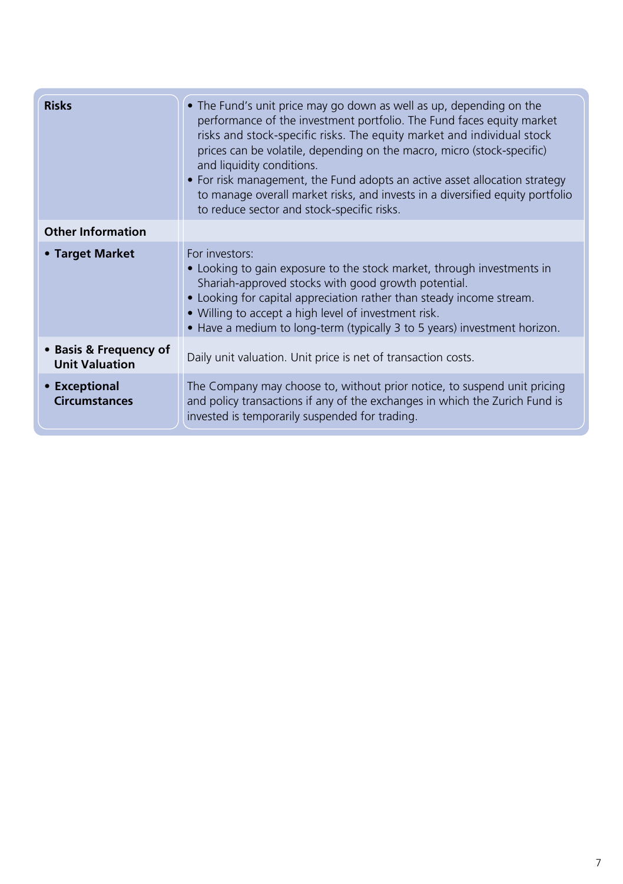| | |
|---|---|
| **Risks** | • The Fund's unit price may go down as well as up, depending on the performance of the investment portfolio. The Fund faces equity market risks and stock-specific risks. The equity market and individual stock prices can be volatile, depending on the macro, micro (stock-specific) and liquidity conditions.<br>• For risk management, the Fund adopts an active asset allocation strategy to manage overall market risks, and invests in a diversified equity portfolio to reduce sector and stock-specific risks. |
| **Other Information** | |
| **• Target Market** | For investors:<br>• Looking to gain exposure to the stock market, through investments in Shariah-approved stocks with good growth potential.<br>• Looking for capital appreciation rather than steady income stream.<br>• Willing to accept a high level of investment risk.<br>• Have a medium to long-term (typically 3 to 5 years) investment horizon. |
| **• Basis & Frequency of Unit Valuation** | Daily unit valuation. Unit price is net of transaction costs. |
| **• Exceptional Circumstances** | The Company may choose to, without prior notice, to suspend unit pricing and policy transactions if any of the exchanges in which the Zurich Fund is invested is temporarily suspended for trading. |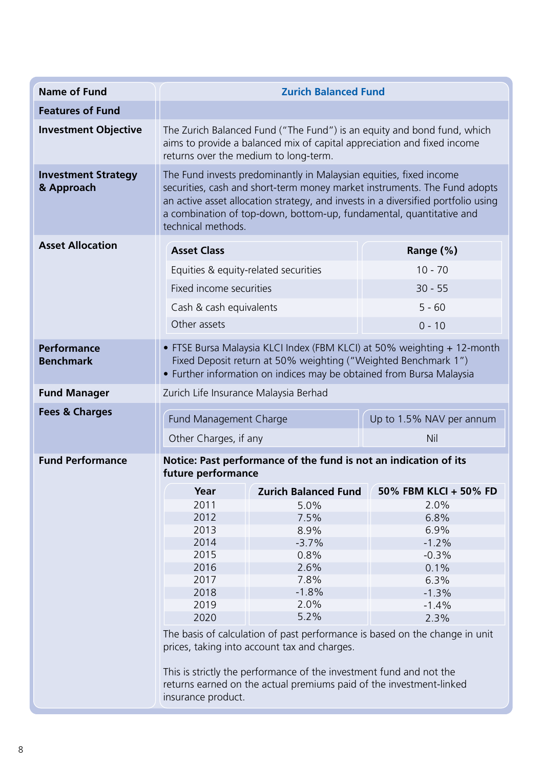| Name of Fund | Zurich Balanced Fund |
|---|---|
| **Features of Fund** | |
| **Investment Objective** | The Zurich Balanced Fund ("The Fund") is an equity and bond fund, which aims to provide a balanced mix of capital appreciation and fixed income returns over the medium to long-term. |
| **Investment Strategy & Approach** | The Fund invests predominantly in Malaysian equities, fixed income securities, cash and short-term money market instruments. The Fund adopts an active asset allocation strategy, and invests in a diversified portfolio using a combination of top-down, bottom-up, fundamental, quantitative and technical methods. |
| **Asset Allocation** | See table below |
| **Performance Benchmark** | • FTSE Bursa Malaysia KLCI Index (FBM KLCI) at 50% weighting + 12-month Fixed Deposit return at 50% weighting ("Weighted Benchmark 1")<br>• Further information on indices may be obtained from Bursa Malaysia |
| **Fund Manager** | Zurich Life Insurance Malaysia Berhad |
| **Fees & Charges** | See table below |
| **Fund Performance** | See below |

**Asset Allocation**

| Asset Class | Range (%) |
|---|---|
| Equities & equity-related securities | 10 - 70 |
| Fixed income securities | 30 - 55 |
| Cash & cash equivalents | 5 - 60 |
| Other assets | 0 - 10 |

**Fees & Charges**

| Fund Management Charge | Up to 1.5% NAV per annum |
|---|---|
| Other Charges, if any | Nil |

**Fund Performance**

**Notice: Past performance of the fund is not an indication of its future performance**

| Year | Zurich Balanced Fund | 50% FBM KLCI + 50% FD |
|---|---|---|
| 2011 | 5.0% | 2.0% |
| 2012 | 7.5% | 6.8% |
| 2013 | 8.9% | 6.9% |
| 2014 | -3.7% | -1.2% |
| 2015 | 0.8% | -0.3% |
| 2016 | 2.6% | 0.1% |
| 2017 | 7.8% | 6.3% |
| 2018 | -1.8% | -1.3% |
| 2019 | 2.0% | -1.4% |
| 2020 | 5.2% | 2.3% |

The basis of calculation of past performance is based on the change in unit prices, taking into account tax and charges.

This is strictly the performance of the investment fund and not the returns earned on the actual premiums paid of the investment-linked insurance product.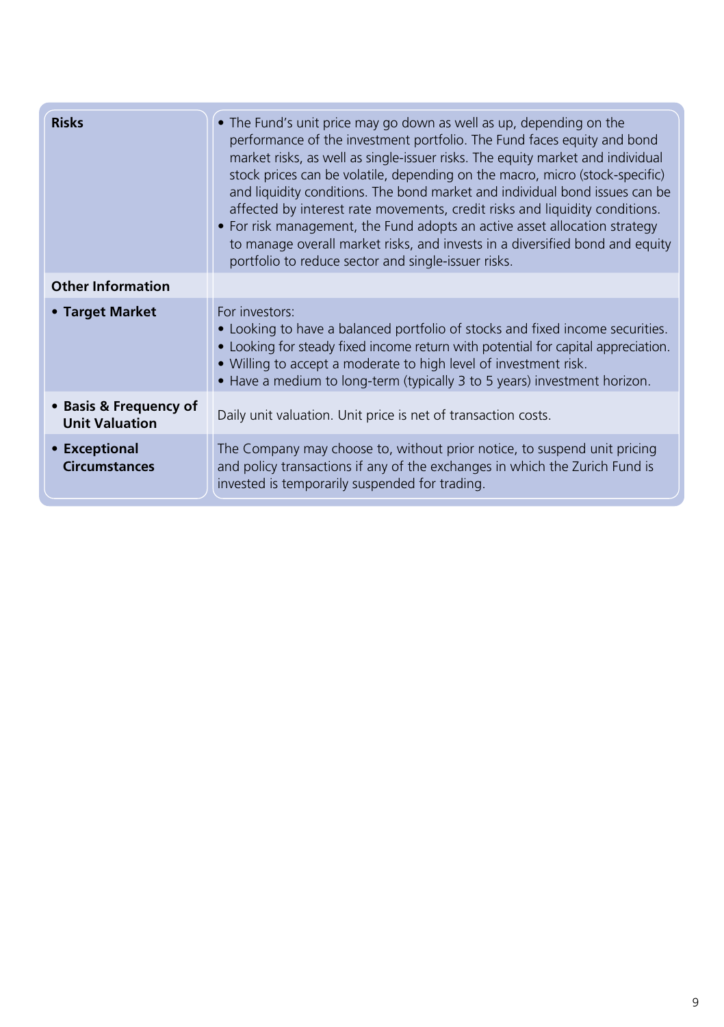| | |
|---|---|
| **Risks** | • The Fund's unit price may go down as well as up, depending on the performance of the investment portfolio. The Fund faces equity and bond market risks, as well as single-issuer risks. The equity market and individual stock prices can be volatile, depending on the macro, micro (stock-specific) and liquidity conditions. The bond market and individual bond issues can be affected by interest rate movements, credit risks and liquidity conditions.<br>• For risk management, the Fund adopts an active asset allocation strategy to manage overall market risks, and invests in a diversified bond and equity portfolio to reduce sector and single-issuer risks. |
| **Other Information** | |
| • **Target Market** | For investors:<br>• Looking to have a balanced portfolio of stocks and fixed income securities.<br>• Looking for steady fixed income return with potential for capital appreciation.<br>• Willing to accept a moderate to high level of investment risk.<br>• Have a medium to long-term (typically 3 to 5 years) investment horizon. |
| • **Basis & Frequency of Unit Valuation** | Daily unit valuation. Unit price is net of transaction costs. |
| • **Exceptional Circumstances** | The Company may choose to, without prior notice, to suspend unit pricing and policy transactions if any of the exchanges in which the Zurich Fund is invested is temporarily suspended for trading. |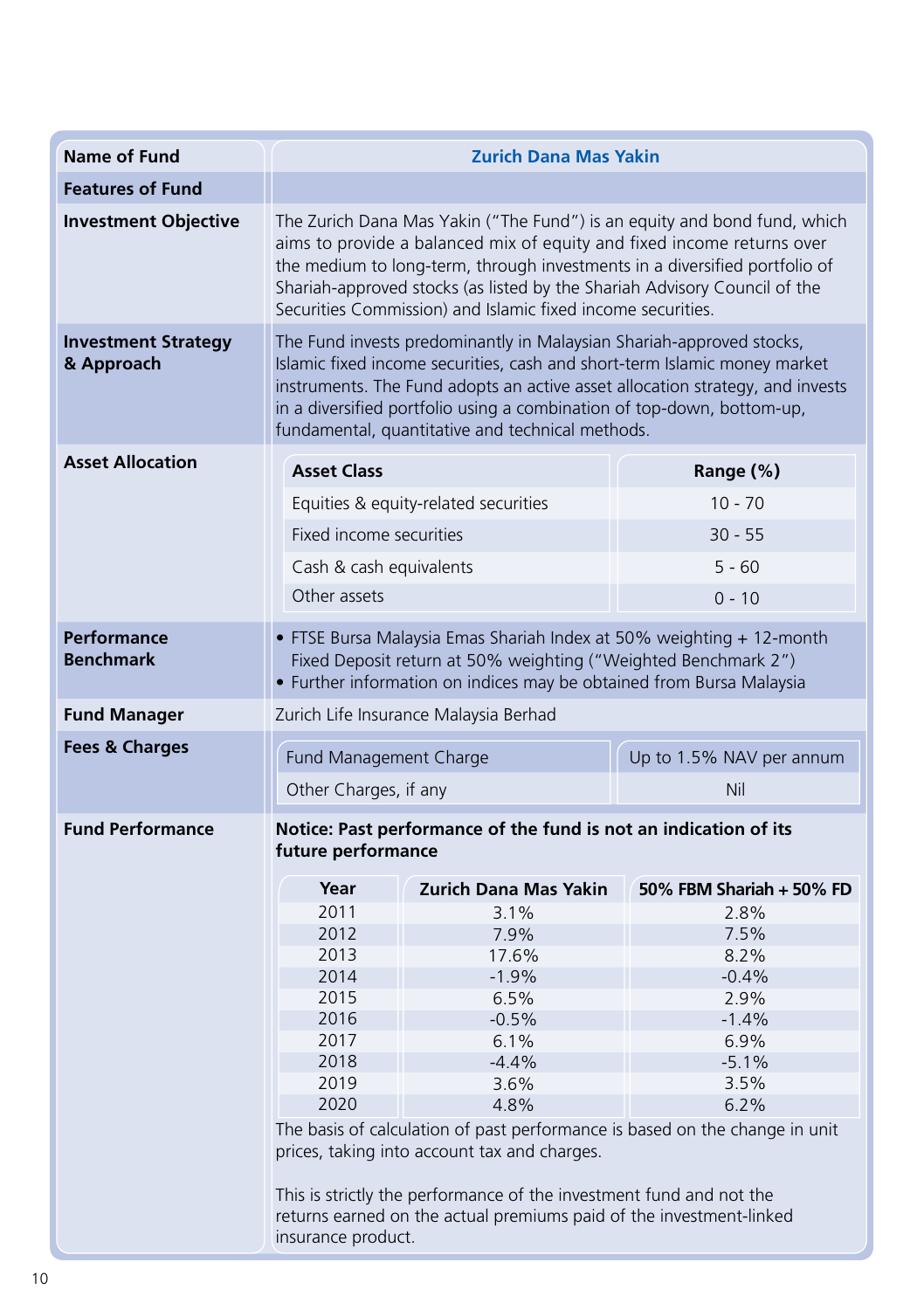| Name of Fund | Zurich Dana Mas Yakin |
|---|---|
| **Features of Fund** | |
| **Investment Objective** | The Zurich Dana Mas Yakin ("The Fund") is an equity and bond fund, which aims to provide a balanced mix of equity and fixed income returns over the medium to long-term, through investments in a diversified portfolio of Shariah-approved stocks (as listed by the Shariah Advisory Council of the Securities Commission) and Islamic fixed income securities. |
| **Investment Strategy & Approach** | The Fund invests predominantly in Malaysian Shariah-approved stocks, Islamic fixed income securities, cash and short-term Islamic money market instruments. The Fund adopts an active asset allocation strategy, and invests in a diversified portfolio using a combination of top-down, bottom-up, fundamental, quantitative and technical methods. |
| **Asset Allocation** | See table below |
| **Performance Benchmark** | • FTSE Bursa Malaysia Emas Shariah Index at 50% weighting + 12-month Fixed Deposit return at 50% weighting ("Weighted Benchmark 2")<br>• Further information on indices may be obtained from Bursa Malaysia |
| **Fund Manager** | Zurich Life Insurance Malaysia Berhad |
| **Fees & Charges** | See table below |
| **Fund Performance** | See below |

**Asset Allocation**

| Asset Class | Range (%) |
|---|---|
| Equities & equity-related securities | 10 - 70 |
| Fixed income securities | 30 - 55 |
| Cash & cash equivalents | 5 - 60 |
| Other assets | 0 - 10 |

**Fees & Charges**

| Fund Management Charge | Up to 1.5% NAV per annum |
|---|---|
| Other Charges, if any | Nil |

**Fund Performance**

**Notice: Past performance of the fund is not an indication of its future performance**

| Year | Zurich Dana Mas Yakin | 50% FBM Shariah + 50% FD |
|---|---|---|
| 2011 | 3.1% | 2.8% |
| 2012 | 7.9% | 7.5% |
| 2013 | 17.6% | 8.2% |
| 2014 | -1.9% | -0.4% |
| 2015 | 6.5% | 2.9% |
| 2016 | -0.5% | -1.4% |
| 2017 | 6.1% | 6.9% |
| 2018 | -4.4% | -5.1% |
| 2019 | 3.6% | 3.5% |
| 2020 | 4.8% | 6.2% |

The basis of calculation of past performance is based on the change in unit prices, taking into account tax and charges.

This is strictly the performance of the investment fund and not the returns earned on the actual premiums paid of the investment-linked insurance product.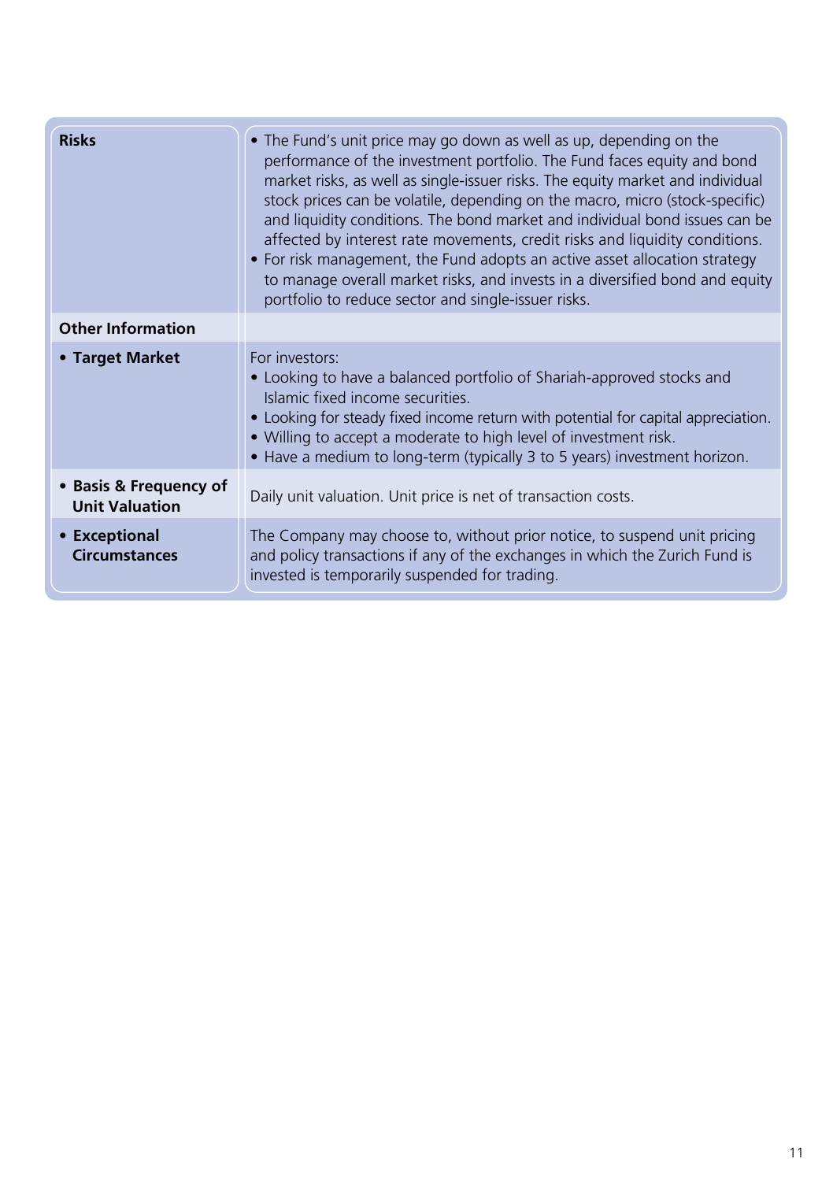| | |
|---|---|
| **Risks** | • The Fund's unit price may go down as well as up, depending on the performance of the investment portfolio. The Fund faces equity and bond market risks, as well as single-issuer risks. The equity market and individual stock prices can be volatile, depending on the macro, micro (stock-specific) and liquidity conditions. The bond market and individual bond issues can be affected by interest rate movements, credit risks and liquidity conditions.<br>• For risk management, the Fund adopts an active asset allocation strategy to manage overall market risks, and invests in a diversified bond and equity portfolio to reduce sector and single-issuer risks. |
| **Other Information** | |
| • **Target Market** | For investors:<br>• Looking to have a balanced portfolio of Shariah-approved stocks and Islamic fixed income securities.<br>• Looking for steady fixed income return with potential for capital appreciation.<br>• Willing to accept a moderate to high level of investment risk.<br>• Have a medium to long-term (typically 3 to 5 years) investment horizon. |
| • **Basis & Frequency of Unit Valuation** | Daily unit valuation. Unit price is net of transaction costs. |
| • **Exceptional Circumstances** | The Company may choose to, without prior notice, to suspend unit pricing and policy transactions if any of the exchanges in which the Zurich Fund is invested is temporarily suspended for trading. |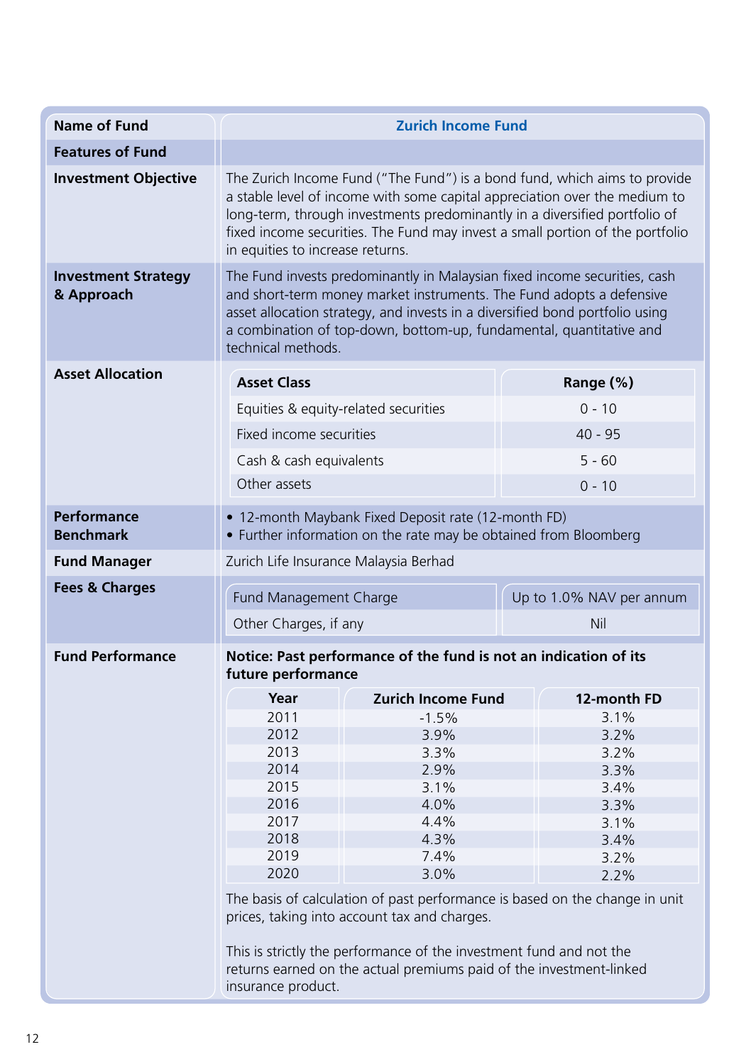| Name of Fund | Zurich Income Fund |
|---|---|
| **Features of Fund** | |
| **Investment Objective** | The Zurich Income Fund ("The Fund") is a bond fund, which aims to provide a stable level of income with some capital appreciation over the medium to long-term, through investments predominantly in a diversified portfolio of fixed income securities. The Fund may invest a small portion of the portfolio in equities to increase returns. |
| **Investment Strategy & Approach** | The Fund invests predominantly in Malaysian fixed income securities, cash and short-term money market instruments. The Fund adopts a defensive asset allocation strategy, and invests in a diversified bond portfolio using a combination of top-down, bottom-up, fundamental, quantitative and technical methods. |
| **Asset Allocation** | See table below |
| **Performance Benchmark** | • 12-month Maybank Fixed Deposit rate (12-month FD)<br>• Further information on the rate may be obtained from Bloomberg |
| **Fund Manager** | Zurich Life Insurance Malaysia Berhad |
| **Fees & Charges** | See table below |
| **Fund Performance** | See table below |

**Asset Allocation**

| Asset Class | Range (%) |
|---|---|
| Equities & equity-related securities | 0 - 10 |
| Fixed income securities | 40 - 95 |
| Cash & cash equivalents | 5 - 60 |
| Other assets | 0 - 10 |

**Fees & Charges**

| Fund Management Charge | Up to 1.0% NAV per annum |
|---|---|
| Other Charges, if any | Nil |

**Fund Performance**

**Notice: Past performance of the fund is not an indication of its future performance**

| Year | Zurich Income Fund | 12-month FD |
|---|---|---|
| 2011 | -1.5% | 3.1% |
| 2012 | 3.9% | 3.2% |
| 2013 | 3.3% | 3.2% |
| 2014 | 2.9% | 3.3% |
| 2015 | 3.1% | 3.4% |
| 2016 | 4.0% | 3.3% |
| 2017 | 4.4% | 3.1% |
| 2018 | 4.3% | 3.4% |
| 2019 | 7.4% | 3.2% |
| 2020 | 3.0% | 2.2% |

The basis of calculation of past performance is based on the change in unit prices, taking into account tax and charges.

This is strictly the performance of the investment fund and not the returns earned on the actual premiums paid of the investment-linked insurance product.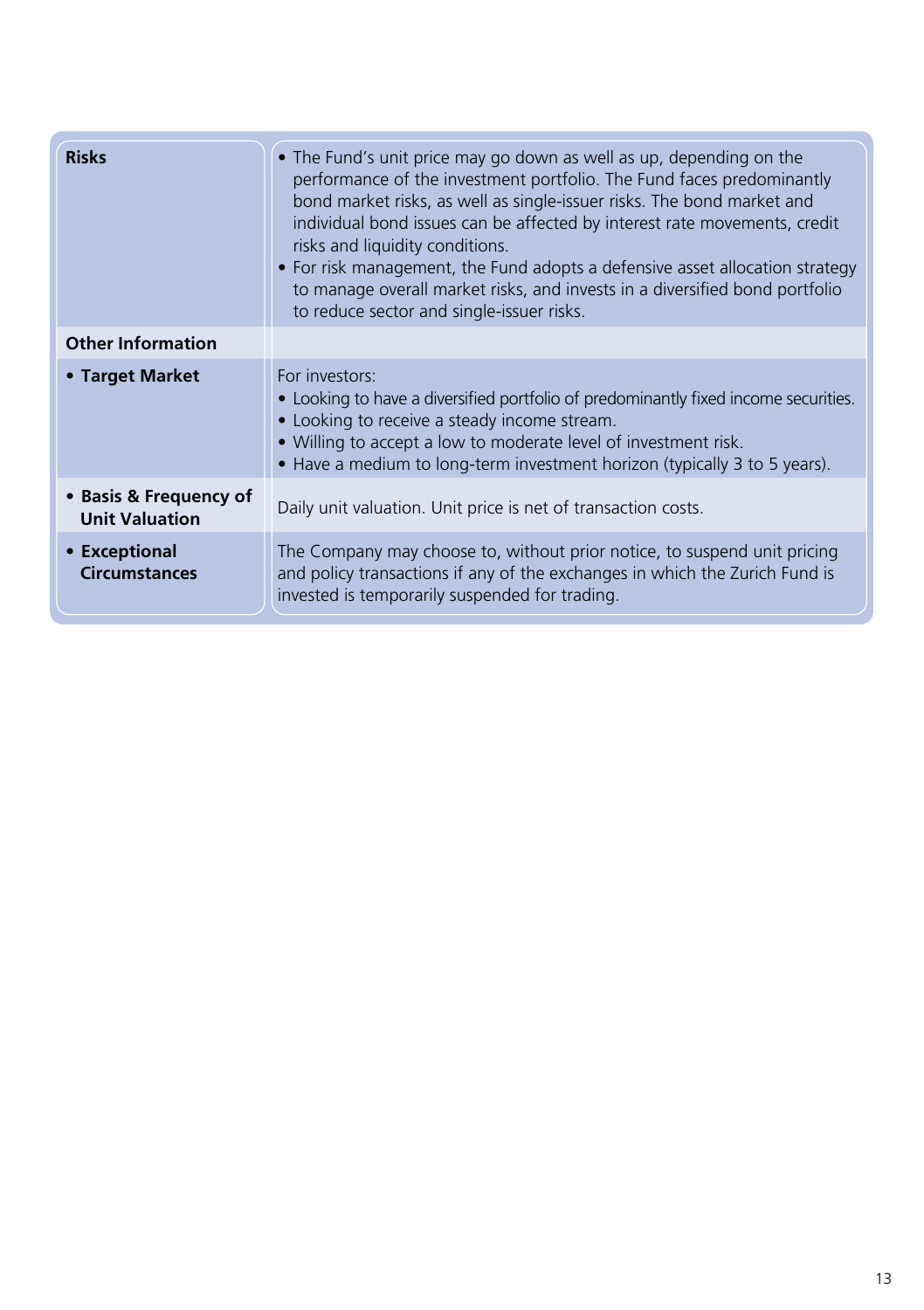| | |
|---|---|
| **Risks** | • The Fund's unit price may go down as well as up, depending on the performance of the investment portfolio. The Fund faces predominantly bond market risks, as well as single-issuer risks. The bond market and individual bond issues can be affected by interest rate movements, credit risks and liquidity conditions.<br>• For risk management, the Fund adopts a defensive asset allocation strategy to manage overall market risks, and invests in a diversified bond portfolio to reduce sector and single-issuer risks. |
| **Other Information** | |
| • **Target Market** | For investors:<br>• Looking to have a diversified portfolio of predominantly fixed income securities.<br>• Looking to receive a steady income stream.<br>• Willing to accept a low to moderate level of investment risk.<br>• Have a medium to long-term investment horizon (typically 3 to 5 years). |
| • **Basis & Frequency of Unit Valuation** | Daily unit valuation. Unit price is net of transaction costs. |
| • **Exceptional Circumstances** | The Company may choose to, without prior notice, to suspend unit pricing and policy transactions if any of the exchanges in which the Zurich Fund is invested is temporarily suspended for trading. |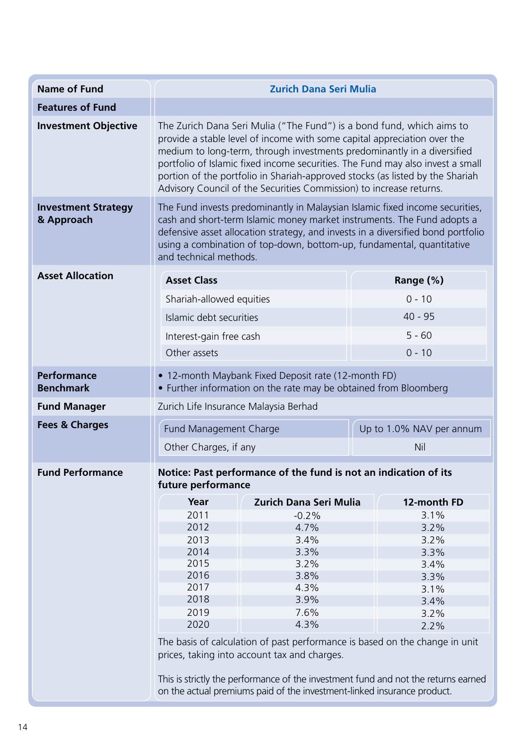| Name of Fund | Zurich Dana Seri Mulia |
|---|---|
| **Features of Fund** | |
| **Investment Objective** | The Zurich Dana Seri Mulia ("The Fund") is a bond fund, which aims to provide a stable level of income with some capital appreciation over the medium to long-term, through investments predominantly in a diversified portfolio of Islamic fixed income securities. The Fund may also invest a small portion of the portfolio in Shariah-approved stocks (as listed by the Shariah Advisory Council of the Securities Commission) to increase returns. |
| **Investment Strategy & Approach** | The Fund invests predominantly in Malaysian Islamic fixed income securities, cash and short-term Islamic money market instruments. The Fund adopts a defensive asset allocation strategy, and invests in a diversified bond portfolio using a combination of top-down, bottom-up, fundamental, quantitative and technical methods. |
| **Asset Allocation** | See table below |
| **Performance Benchmark** | • 12-month Maybank Fixed Deposit rate (12-month FD)<br>• Further information on the rate may be obtained from Bloomberg |
| **Fund Manager** | Zurich Life Insurance Malaysia Berhad |
| **Fees & Charges** | See table below |
| **Fund Performance** | See below |

**Asset Allocation**

| Asset Class | Range (%) |
|---|---|
| Shariah-allowed equities | 0 - 10 |
| Islamic debt securities | 40 - 95 |
| Interest-gain free cash | 5 - 60 |
| Other assets | 0 - 10 |

**Fees & Charges**

| Fund Management Charge | Up to 1.0% NAV per annum |
|---|---|
| Other Charges, if any | Nil |

**Fund Performance**

**Notice: Past performance of the fund is not an indication of its future performance**

| Year | Zurich Dana Seri Mulia | 12-month FD |
|---|---|---|
| 2011 | -0.2% | 3.1% |
| 2012 | 4.7% | 3.2% |
| 2013 | 3.4% | 3.2% |
| 2014 | 3.3% | 3.3% |
| 2015 | 3.2% | 3.4% |
| 2016 | 3.8% | 3.3% |
| 2017 | 4.3% | 3.1% |
| 2018 | 3.9% | 3.4% |
| 2019 | 7.6% | 3.2% |
| 2020 | 4.3% | 2.2% |

The basis of calculation of past performance is based on the change in unit prices, taking into account tax and charges.

This is strictly the performance of the investment fund and not the returns earned on the actual premiums paid of the investment-linked insurance product.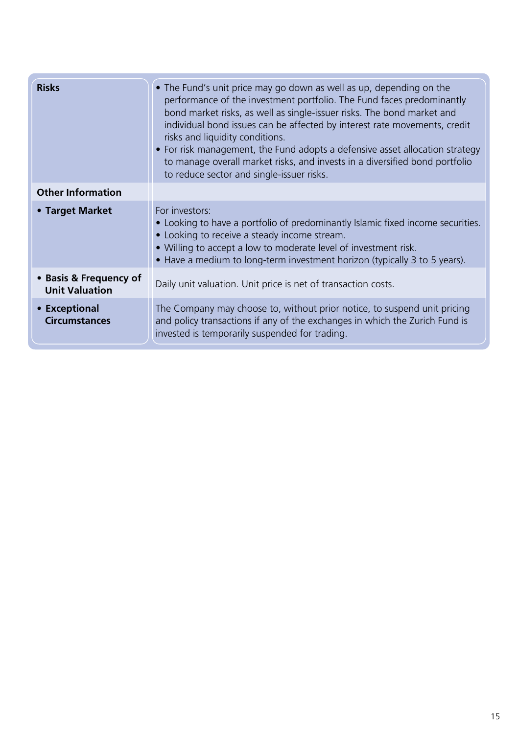| | |
|---|---|
| **Risks** | • The Fund's unit price may go down as well as up, depending on the performance of the investment portfolio. The Fund faces predominantly bond market risks, as well as single-issuer risks. The bond market and individual bond issues can be affected by interest rate movements, credit risks and liquidity conditions.<br>• For risk management, the Fund adopts a defensive asset allocation strategy to manage overall market risks, and invests in a diversified bond portfolio to reduce sector and single-issuer risks. |
| **Other Information** | |
| • **Target Market** | For investors:<br>• Looking to have a portfolio of predominantly Islamic fixed income securities.<br>• Looking to receive a steady income stream.<br>• Willing to accept a low to moderate level of investment risk.<br>• Have a medium to long-term investment horizon (typically 3 to 5 years). |
| • **Basis & Frequency of Unit Valuation** | Daily unit valuation. Unit price is net of transaction costs. |
| • **Exceptional Circumstances** | The Company may choose to, without prior notice, to suspend unit pricing and policy transactions if any of the exchanges in which the Zurich Fund is invested is temporarily suspended for trading. |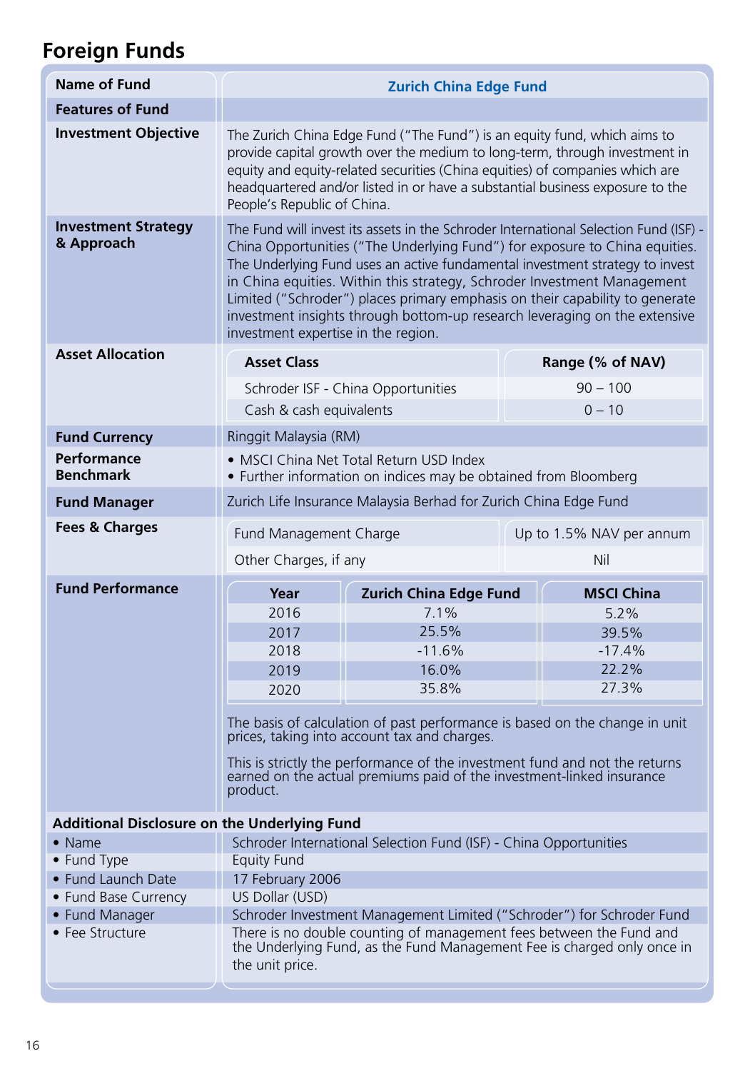# Foreign Funds

| Name of Fund | Zurich China Edge Fund |
|---|---|
| **Features of Fund** | |
| **Investment Objective** | The Zurich China Edge Fund ("The Fund") is an equity fund, which aims to provide capital growth over the medium to long-term, through investment in equity and equity-related securities (China equities) of companies which are headquartered and/or listed in or have a substantial business exposure to the People's Republic of China. |
| **Investment Strategy & Approach** | The Fund will invest its assets in the Schroder International Selection Fund (ISF) - China Opportunities ("The Underlying Fund") for exposure to China equities. The Underlying Fund uses an active fundamental investment strategy to invest in China equities. Within this strategy, Schroder Investment Management Limited ("Schroder") places primary emphasis on their capability to generate investment insights through bottom-up research leveraging on the extensive investment expertise in the region. |
| **Asset Allocation** | See Asset Allocation table below |
| **Fund Currency** | Ringgit Malaysia (RM) |
| **Performance Benchmark** | • MSCI China Net Total Return USD Index<br>• Further information on indices may be obtained from Bloomberg |
| **Fund Manager** | Zurich Life Insurance Malaysia Berhad for Zurich China Edge Fund |
| **Fees & Charges** | See Fees & Charges table below |
| **Fund Performance** | See Fund Performance table below |

**Asset Allocation**

| Asset Class | Range (% of NAV) |
|---|---|
| Schroder ISF - China Opportunities | 90 – 100 |
| Cash & cash equivalents | 0 – 10 |

**Fees & Charges**

| Fund Management Charge | Up to 1.5% NAV per annum |
|---|---|
| Other Charges, if any | Nil |

**Fund Performance**

| Year | Zurich China Edge Fund | MSCI China |
|---|---|---|
| 2016 | 7.1% | 5.2% |
| 2017 | 25.5% | 39.5% |
| 2018 | -11.6% | -17.4% |
| 2019 | 16.0% | 22.2% |
| 2020 | 35.8% | 27.3% |

The basis of calculation of past performance is based on the change in unit prices, taking into account tax and charges.

This is strictly the performance of the investment fund and not the returns earned on the actual premiums paid of the investment-linked insurance product.

**Additional Disclosure on the Underlying Fund**

| | |
|---|---|
| • Name | Schroder International Selection Fund (ISF) - China Opportunities |
| • Fund Type | Equity Fund |
| • Fund Launch Date | 17 February 2006 |
| • Fund Base Currency | US Dollar (USD) |
| • Fund Manager | Schroder Investment Management Limited ("Schroder") for Schroder Fund |
| • Fee Structure | There is no double counting of management fees between the Fund and the Underlying Fund, as the Fund Management Fee is charged only once in the unit price. |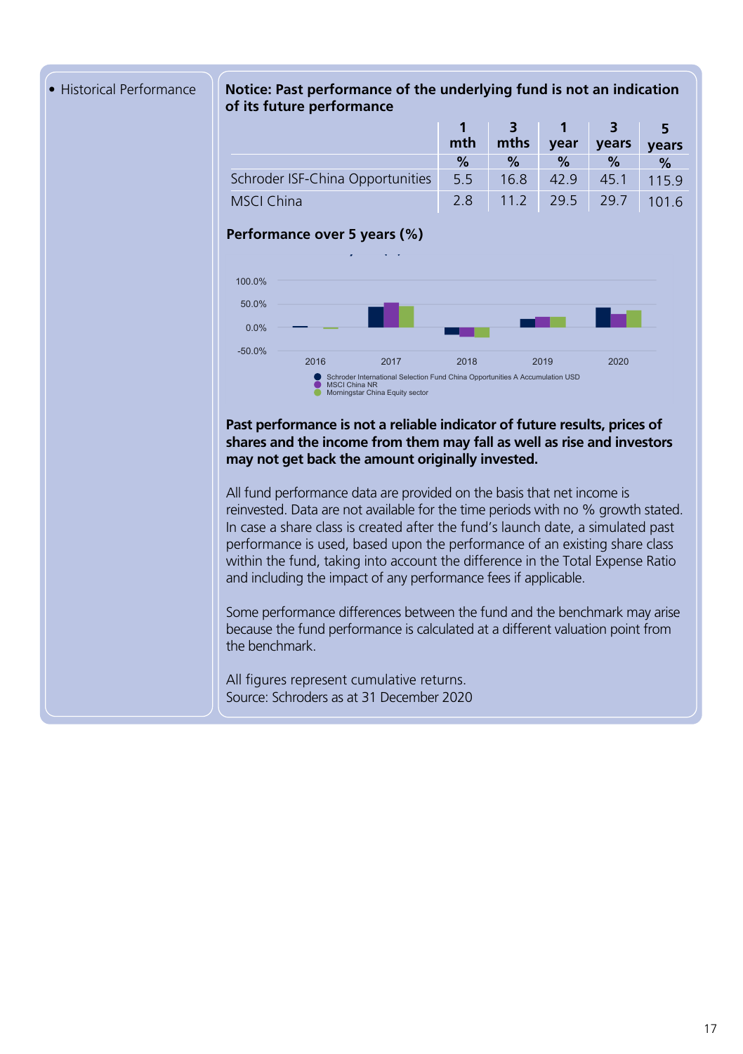- Historical Performance

**Notice: Past performance of the underlying fund is not an indication of its future performance**

| | 1 mth | 3 mths | 1 year | 3 years | 5 years |
|---|---|---|---|---|---|
| | % | % | % | % | % |
| Schroder ISF-China Opportunities | 5.5 | 16.8 | 42.9 | 45.1 | 115.9 |
| MSCI China | 2.8 | 11.2 | 29.5 | 29.7 | 101.6 |

**Performance over 5 years (%)**

100.0%
50.0%
0.0%
-50.0%

2016 2017 2018 2019 2020

- Schroder International Selection Fund China Opportunities A Accumulation USD
- MSCI China NR
- Morningstar China Equity sector

**Past performance is not a reliable indicator of future results, prices of shares and the income from them may fall as well as rise and investors may not get back the amount originally invested.**

All fund performance data are provided on the basis that net income is reinvested. Data are not available for the time periods with no % growth stated. In case a share class is created after the fund's launch date, a simulated past performance is used, based upon the performance of an existing share class within the fund, taking into account the difference in the Total Expense Ratio and including the impact of any performance fees if applicable.

Some performance differences between the fund and the benchmark may arise because the fund performance is calculated at a different valuation point from the benchmark.

All figures represent cumulative returns.
Source: Schroders as at 31 December 2020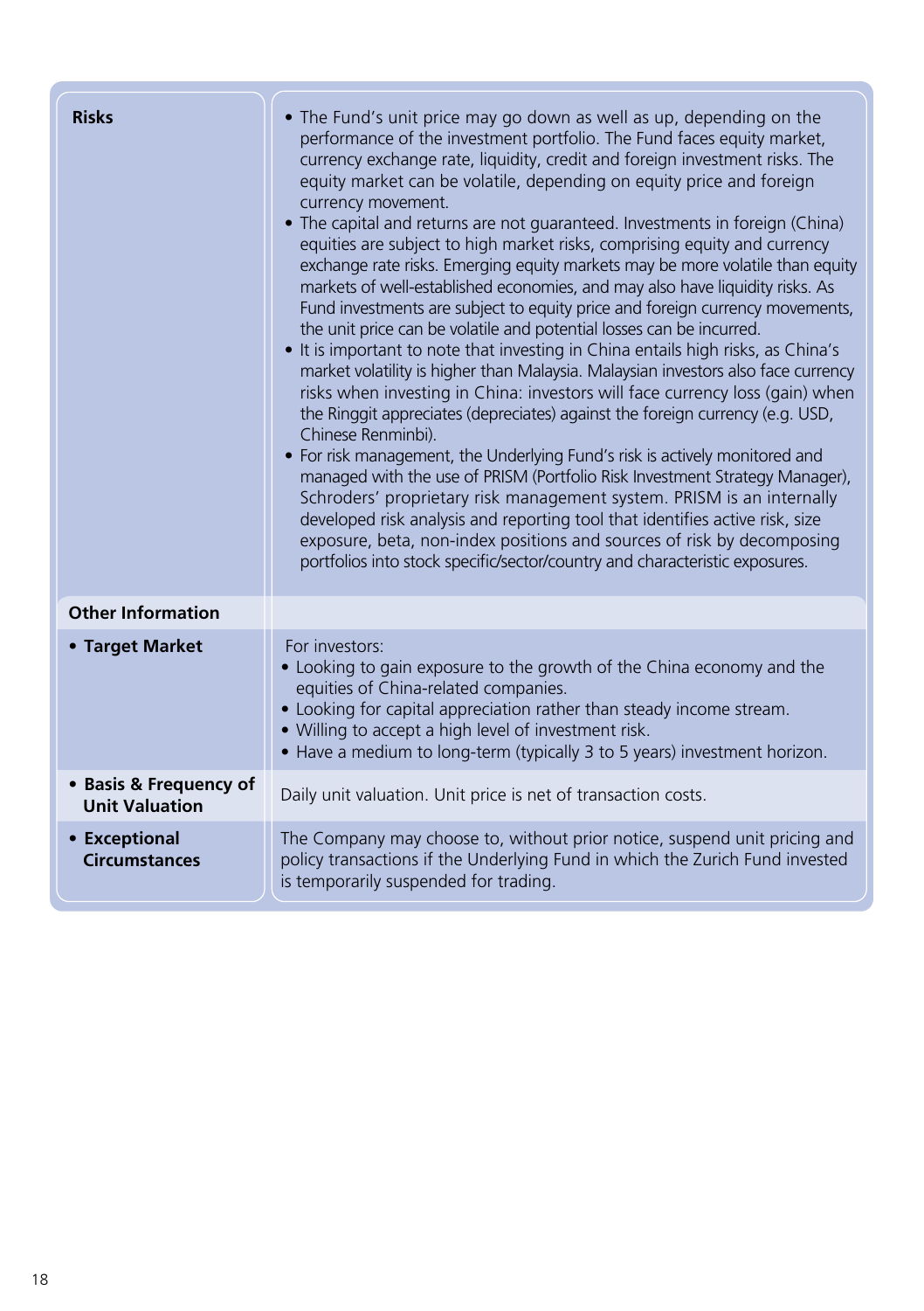| | |
|---|---|
| **Risks** | • The Fund's unit price may go down as well as up, depending on the performance of the investment portfolio. The Fund faces equity market, currency exchange rate, liquidity, credit and foreign investment risks. The equity market can be volatile, depending on equity price and foreign currency movement.<br>• The capital and returns are not guaranteed. Investments in foreign (China) equities are subject to high market risks, comprising equity and currency exchange rate risks. Emerging equity markets may be more volatile than equity markets of well-established economies, and may also have liquidity risks. As Fund investments are subject to equity price and foreign currency movements, the unit price can be volatile and potential losses can be incurred.<br>• It is important to note that investing in China entails high risks, as China's market volatility is higher than Malaysia. Malaysian investors also face currency risks when investing in China: investors will face currency loss (gain) when the Ringgit appreciates (depreciates) against the foreign currency (e.g. USD, Chinese Renminbi).<br>• For risk management, the Underlying Fund's risk is actively monitored and managed with the use of PRISM (Portfolio Risk Investment Strategy Manager), Schroders' proprietary risk management system. PRISM is an internally developed risk analysis and reporting tool that identifies active risk, size exposure, beta, non-index positions and sources of risk by decomposing portfolios into stock specific/sector/country and characteristic exposures. |
| **Other Information** | |
| • **Target Market** | For investors:<br>• Looking to gain exposure to the growth of the China economy and the equities of China-related companies.<br>• Looking for capital appreciation rather than steady income stream.<br>• Willing to accept a high level of investment risk.<br>• Have a medium to long-term (typically 3 to 5 years) investment horizon. |
| • **Basis & Frequency of Unit Valuation** | Daily unit valuation. Unit price is net of transaction costs. |
| • **Exceptional Circumstances** | The Company may choose to, without prior notice, suspend unit pricing and policy transactions if the Underlying Fund in which the Zurich Fund invested is temporarily suspended for trading. |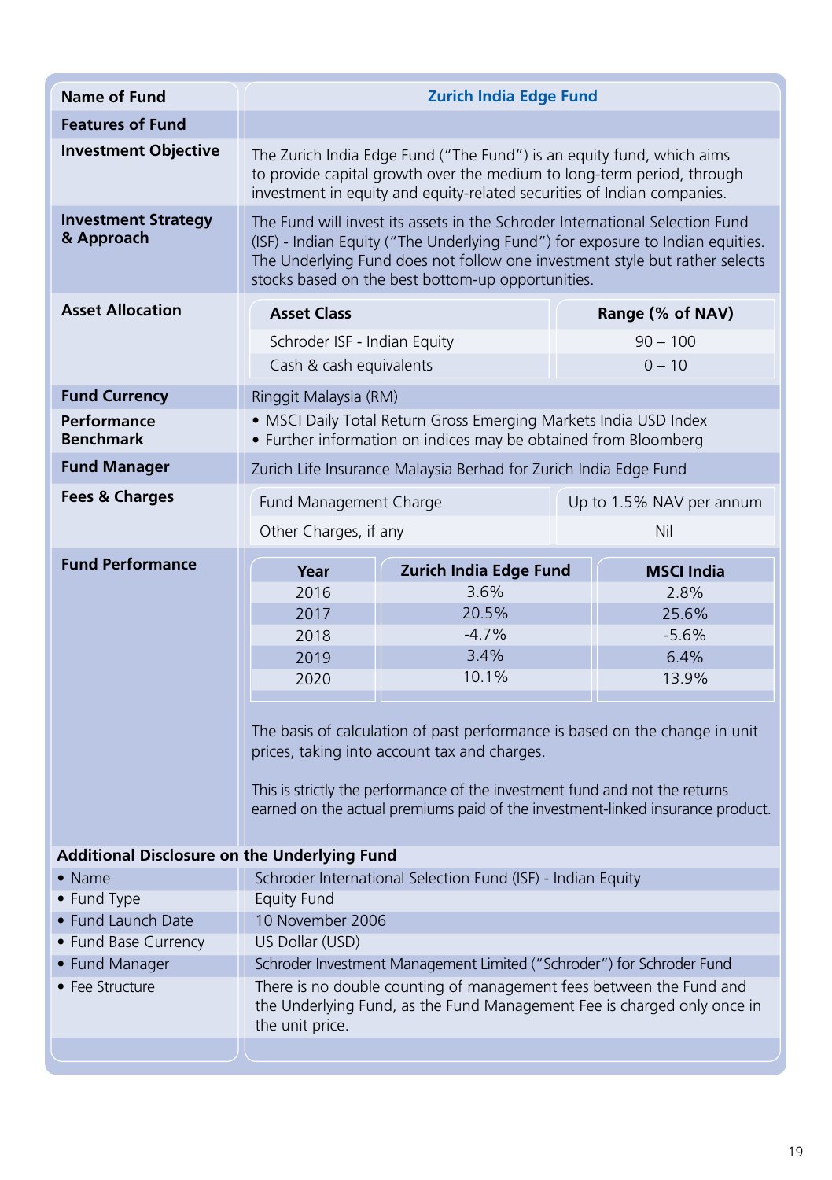| Name of Fund | Zurich India Edge Fund |
|---|---|
| **Features of Fund** | |
| **Investment Objective** | The Zurich India Edge Fund ("The Fund") is an equity fund, which aims to provide capital growth over the medium to long-term period, through investment in equity and equity-related securities of Indian companies. |
| **Investment Strategy & Approach** | The Fund will invest its assets in the Schroder International Selection Fund (ISF) - Indian Equity ("The Underlying Fund") for exposure to Indian equities. The Underlying Fund does not follow one investment style but rather selects stocks based on the best bottom-up opportunities. |
| **Asset Allocation** | (see table below) |
| **Fund Currency** | Ringgit Malaysia (RM) |
| **Performance Benchmark** | • MSCI Daily Total Return Gross Emerging Markets India USD Index<br>• Further information on indices may be obtained from Bloomberg |
| **Fund Manager** | Zurich Life Insurance Malaysia Berhad for Zurich India Edge Fund |
| **Fees & Charges** | (see table below) |
| **Fund Performance** | (see table below) |

**Asset Allocation**

| Asset Class | Range (% of NAV) |
|---|---|
| Schroder ISF - Indian Equity | 90 – 100 |
| Cash & cash equivalents | 0 – 10 |

**Fees & Charges**

| Charge | Amount |
|---|---|
| Fund Management Charge | Up to 1.5% NAV per annum |
| Other Charges, if any | Nil |

**Fund Performance**

| Year | Zurich India Edge Fund | MSCI India |
|---|---|---|
| 2016 | 3.6% | 2.8% |
| 2017 | 20.5% | 25.6% |
| 2018 | -4.7% | -5.6% |
| 2019 | 3.4% | 6.4% |
| 2020 | 10.1% | 13.9% |

The basis of calculation of past performance is based on the change in unit prices, taking into account tax and charges.

This is strictly the performance of the investment fund and not the returns earned on the actual premiums paid of the investment-linked insurance product.

**Additional Disclosure on the Underlying Fund**

| | |
|---|---|
| • Name | Schroder International Selection Fund (ISF) - Indian Equity |
| • Fund Type | Equity Fund |
| • Fund Launch Date | 10 November 2006 |
| • Fund Base Currency | US Dollar (USD) |
| • Fund Manager | Schroder Investment Management Limited ("Schroder") for Schroder Fund |
| • Fee Structure | There is no double counting of management fees between the Fund and the Underlying Fund, as the Fund Management Fee is charged only once in the unit price. |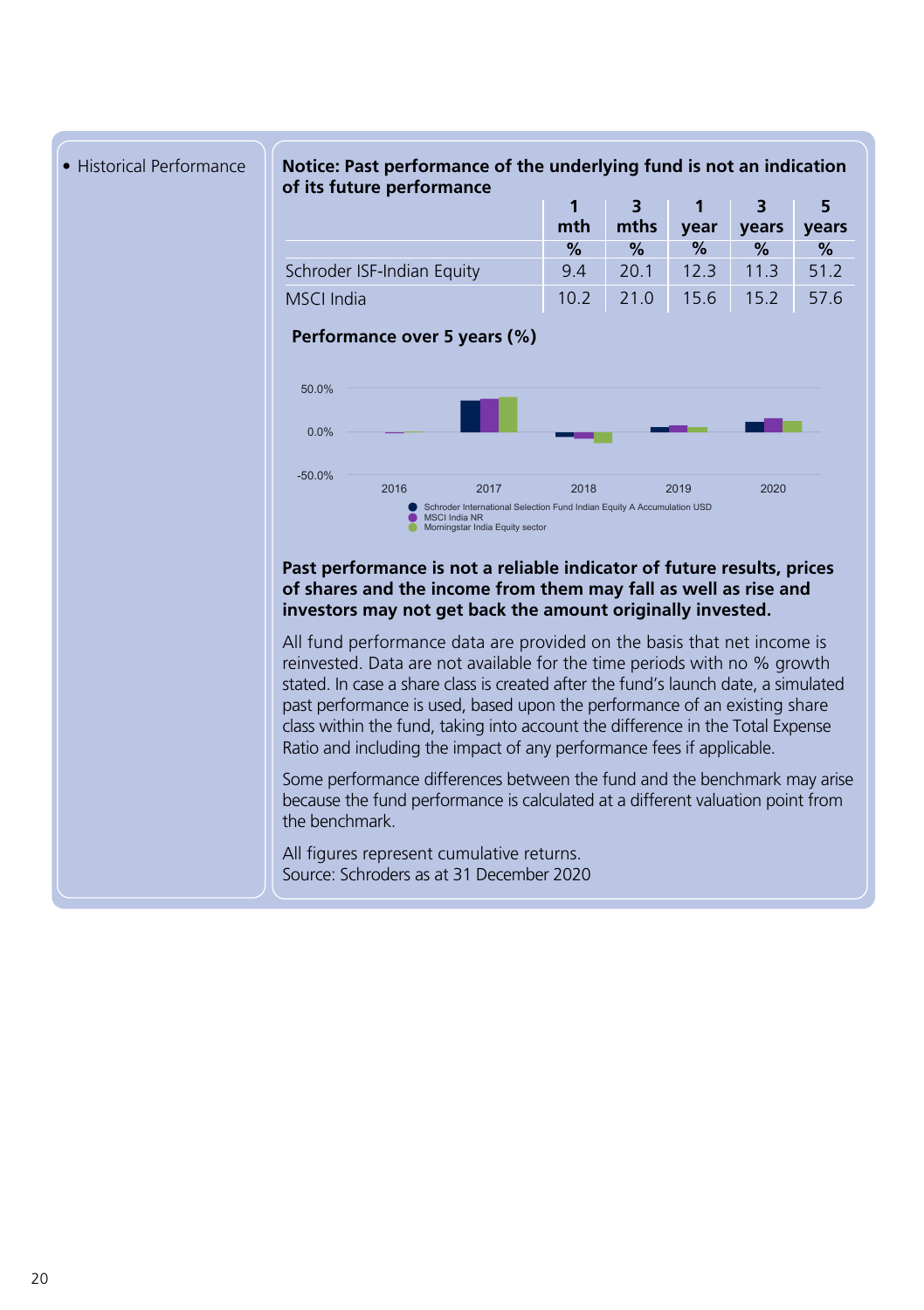- Historical Performance

**Notice: Past performance of the underlying fund is not an indication of its future performance**

| | 1 mth | 3 mths | 1 year | 3 years | 5 years |
|---|---|---|---|---|---|
| | % | % | % | % | % |
| Schroder ISF-Indian Equity | 9.4 | 20.1 | 12.3 | 11.3 | 51.2 |
| MSCI India | 10.2 | 21.0 | 15.6 | 15.2 | 57.6 |

**Performance over 5 years (%)**

50.0%
0.0%
-50.0%

2016 2017 2018 2019 2020

- Schroder International Selection Fund Indian Equity A Accumulation USD
- MSCI India NR
- Morningstar India Equity sector

**Past performance is not a reliable indicator of future results, prices of shares and the income from them may fall as well as rise and investors may not get back the amount originally invested.**

All fund performance data are provided on the basis that net income is reinvested. Data are not available for the time periods with no % growth stated. In case a share class is created after the fund's launch date, a simulated past performance is used, based upon the performance of an existing share class within the fund, taking into account the difference in the Total Expense Ratio and including the impact of any performance fees if applicable.

Some performance differences between the fund and the benchmark may arise because the fund performance is calculated at a different valuation point from the benchmark.

All figures represent cumulative returns.
Source: Schroders as at 31 December 2020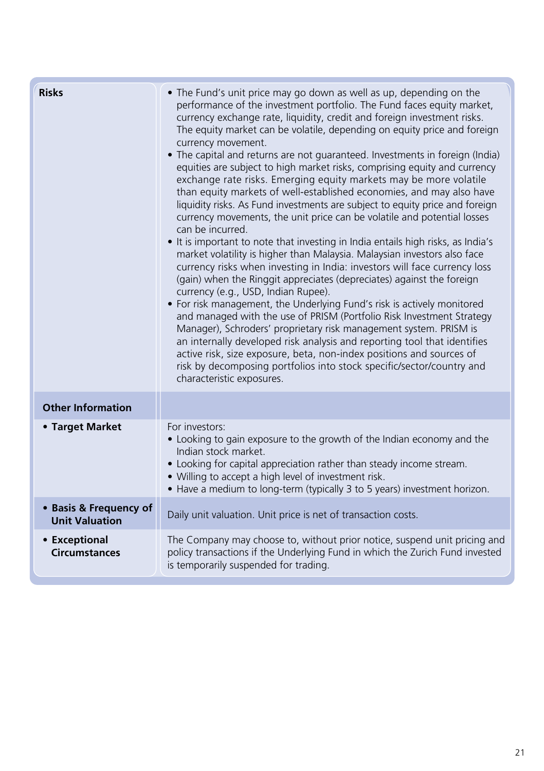| | |
|---|---|
| **Risks** | • The Fund's unit price may go down as well as up, depending on the performance of the investment portfolio. The Fund faces equity market, currency exchange rate, liquidity, credit and foreign investment risks. The equity market can be volatile, depending on equity price and foreign currency movement.<br>• The capital and returns are not guaranteed. Investments in foreign (India) equities are subject to high market risks, comprising equity and currency exchange rate risks. Emerging equity markets may be more volatile than equity markets of well-established economies, and may also have liquidity risks. As Fund investments are subject to equity price and foreign currency movements, the unit price can be volatile and potential losses can be incurred.<br>• It is important to note that investing in India entails high risks, as India's market volatility is higher than Malaysia. Malaysian investors also face currency risks when investing in India: investors will face currency loss (gain) when the Ringgit appreciates (depreciates) against the foreign currency (e.g., USD, Indian Rupee).<br>• For risk management, the Underlying Fund's risk is actively monitored and managed with the use of PRISM (Portfolio Risk Investment Strategy Manager), Schroders' proprietary risk management system. PRISM is an internally developed risk analysis and reporting tool that identifies active risk, size exposure, beta, non-index positions and sources of risk by decomposing portfolios into stock specific/sector/country and characteristic exposures. |
| **Other Information** | |
| • **Target Market** | For investors:<br>• Looking to gain exposure to the growth of the Indian economy and the Indian stock market.<br>• Looking for capital appreciation rather than steady income stream.<br>• Willing to accept a high level of investment risk.<br>• Have a medium to long-term (typically 3 to 5 years) investment horizon. |
| • **Basis & Frequency of Unit Valuation** | Daily unit valuation. Unit price is net of transaction costs. |
| • **Exceptional Circumstances** | The Company may choose to, without prior notice, suspend unit pricing and policy transactions if the Underlying Fund in which the Zurich Fund invested is temporarily suspended for trading. |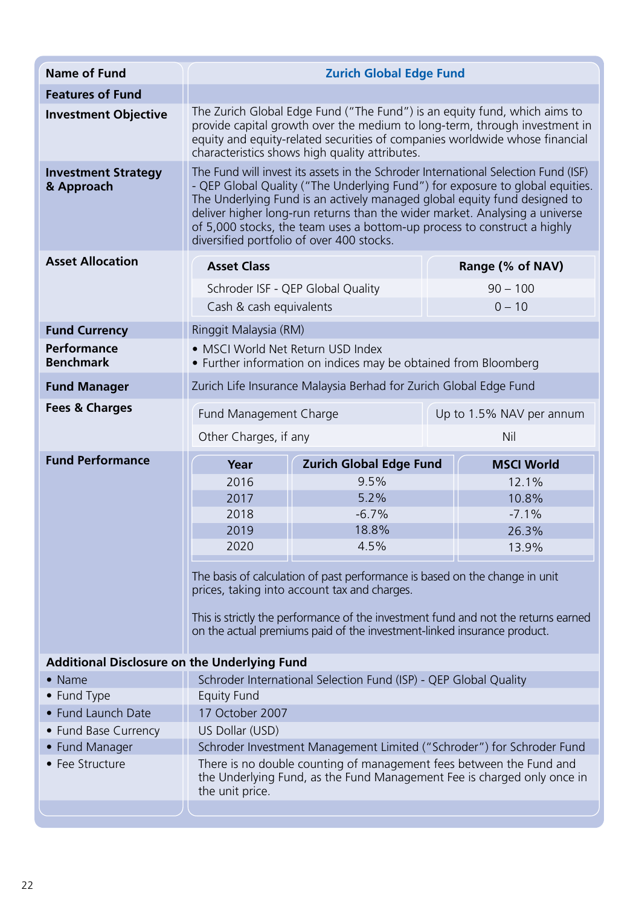| Name of Fund | Zurich Global Edge Fund |
|---|---|
| **Features of Fund** | |
| **Investment Objective** | The Zurich Global Edge Fund ("The Fund") is an equity fund, which aims to provide capital growth over the medium to long-term, through investment in equity and equity-related securities of companies worldwide whose financial characteristics shows high quality attributes. |
| **Investment Strategy & Approach** | The Fund will invest its assets in the Schroder International Selection Fund (ISF) - QEP Global Quality ("The Underlying Fund") for exposure to global equities. The Underlying Fund is an actively managed global equity fund designed to deliver higher long-run returns than the wider market. Analysing a universe of 5,000 stocks, the team uses a bottom-up process to construct a highly diversified portfolio of over 400 stocks. |
| **Asset Allocation** | See table below |
| **Fund Currency** | Ringgit Malaysia (RM) |
| **Performance Benchmark** | • MSCI World Net Return USD Index<br>• Further information on indices may be obtained from Bloomberg |
| **Fund Manager** | Zurich Life Insurance Malaysia Berhad for Zurich Global Edge Fund |
| **Fees & Charges** | See table below |
| **Fund Performance** | See table below |

**Asset Allocation**

| Asset Class | Range (% of NAV) |
|---|---|
| Schroder ISF - QEP Global Quality | 90 – 100 |
| Cash & cash equivalents | 0 – 10 |

**Fees & Charges**

| Fee | Charge |
|---|---|
| Fund Management Charge | Up to 1.5% NAV per annum |
| Other Charges, if any | Nil |

**Fund Performance**

| Year | Zurich Global Edge Fund | MSCI World |
|---|---|---|
| 2016 | 9.5% | 12.1% |
| 2017 | 5.2% | 10.8% |
| 2018 | -6.7% | -7.1% |
| 2019 | 18.8% | 26.3% |
| 2020 | 4.5% | 13.9% |

The basis of calculation of past performance is based on the change in unit prices, taking into account tax and charges.

This is strictly the performance of the investment fund and not the returns earned on the actual premiums paid of the investment-linked insurance product.

**Additional Disclosure on the Underlying Fund**

| Item | Details |
|---|---|
| • Name | Schroder International Selection Fund (ISP) - QEP Global Quality |
| • Fund Type | Equity Fund |
| • Fund Launch Date | 17 October 2007 |
| • Fund Base Currency | US Dollar (USD) |
| • Fund Manager | Schroder Investment Management Limited ("Schroder") for Schroder Fund |
| • Fee Structure | There is no double counting of management fees between the Fund and the Underlying Fund, as the Fund Management Fee is charged only once in the unit price. |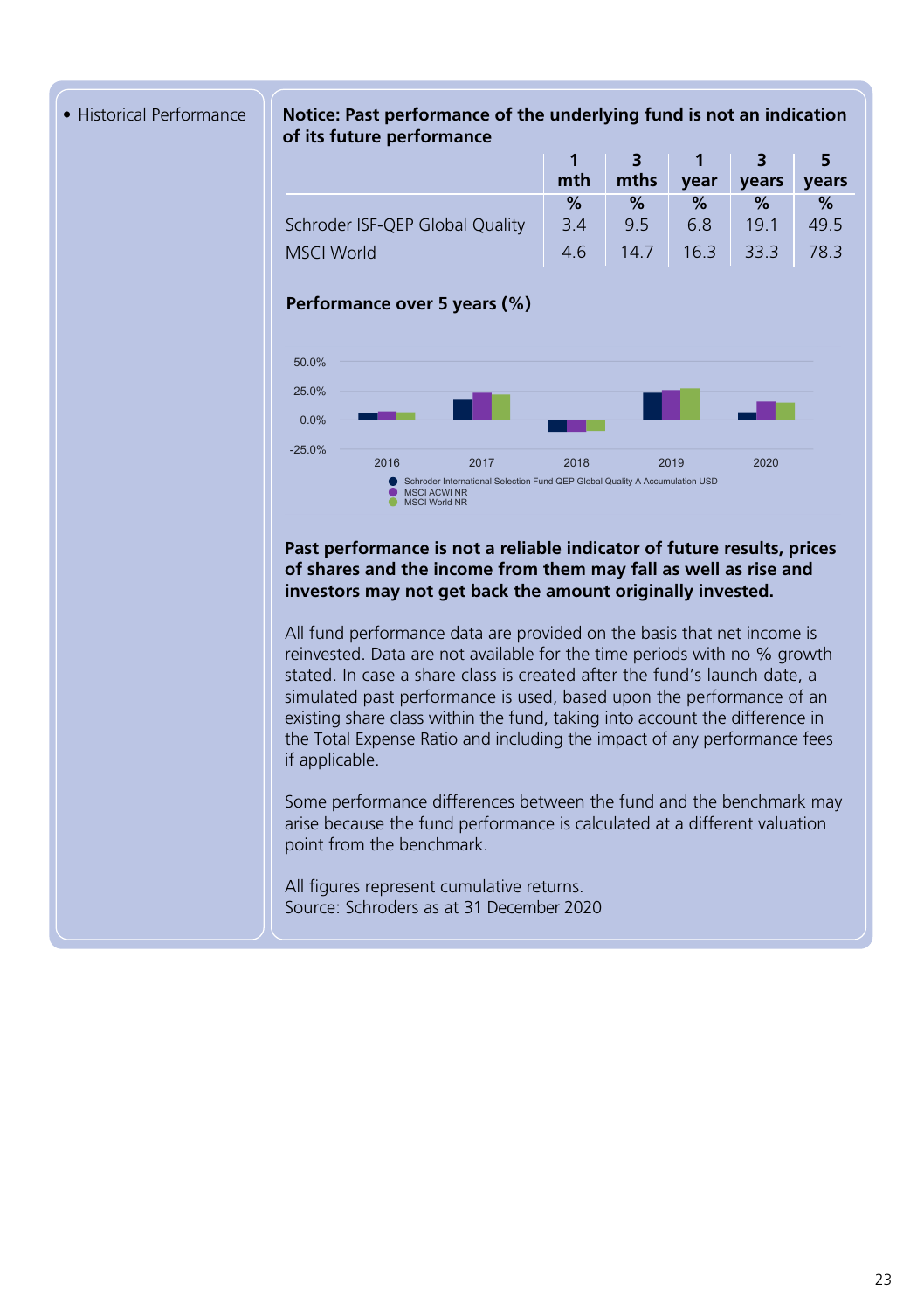- Historical Performance

**Notice: Past performance of the underlying fund is not an indication of its future performance**

| | 1 mth | 3 mths | 1 year | 3 years | 5 years |
|---|---|---|---|---|---|
| | % | % | % | % | % |
| Schroder ISF-QEP Global Quality | 3.4 | 9.5 | 6.8 | 19.1 | 49.5 |
| MSCI World | 4.6 | 14.7 | 16.3 | 33.3 | 78.3 |

**Performance over 5 years (%)**

50.0%
25.0%
0.0%
-25.0%

2016 2017 2018 2019 2020

- Schroder International Selection Fund QEP Global Quality A Accumulation USD
- MSCI ACWI NR
- MSCI World NR

**Past performance is not a reliable indicator of future results, prices of shares and the income from them may fall as well as rise and investors may not get back the amount originally invested.**

All fund performance data are provided on the basis that net income is reinvested. Data are not available for the time periods with no % growth stated. In case a share class is created after the fund's launch date, a simulated past performance is used, based upon the performance of an existing share class within the fund, taking into account the difference in the Total Expense Ratio and including the impact of any performance fees if applicable.

Some performance differences between the fund and the benchmark may arise because the fund performance is calculated at a different valuation point from the benchmark.

All figures represent cumulative returns.
Source: Schroders as at 31 December 2020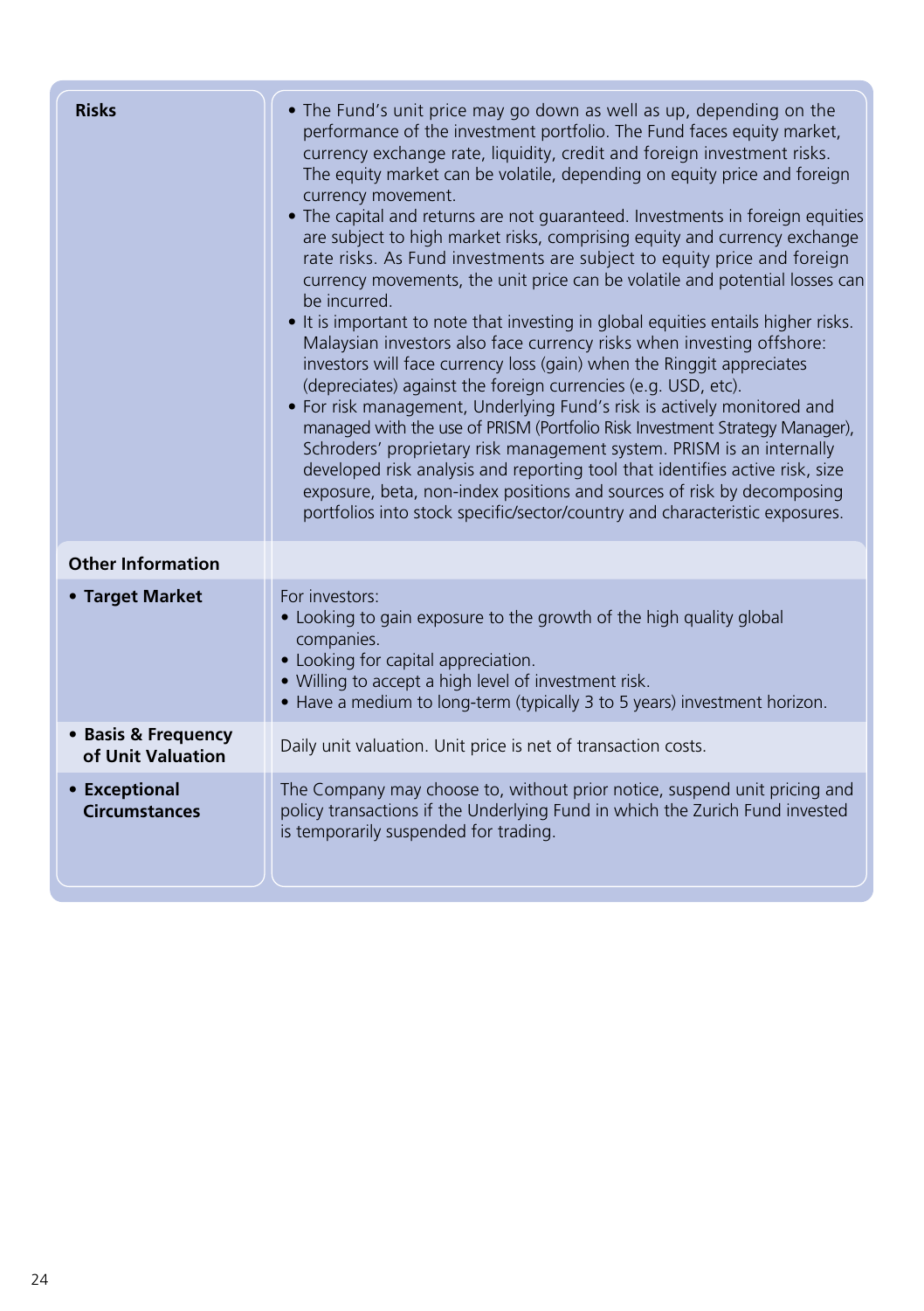| | |
|---|---|
| **Risks** | • The Fund's unit price may go down as well as up, depending on the performance of the investment portfolio. The Fund faces equity market, currency exchange rate, liquidity, credit and foreign investment risks. The equity market can be volatile, depending on equity price and foreign currency movement.<br>• The capital and returns are not guaranteed. Investments in foreign equities are subject to high market risks, comprising equity and currency exchange rate risks. As Fund investments are subject to equity price and foreign currency movements, the unit price can be volatile and potential losses can be incurred.<br>• It is important to note that investing in global equities entails higher risks. Malaysian investors also face currency risks when investing offshore: investors will face currency loss (gain) when the Ringgit appreciates (depreciates) against the foreign currencies (e.g. USD, etc).<br>• For risk management, Underlying Fund's risk is actively monitored and managed with the use of PRISM (Portfolio Risk Investment Strategy Manager), Schroders' proprietary risk management system. PRISM is an internally developed risk analysis and reporting tool that identifies active risk, size exposure, beta, non-index positions and sources of risk by decomposing portfolios into stock specific/sector/country and characteristic exposures. |
| **Other Information** | |
| **• Target Market** | For investors:<br>• Looking to gain exposure to the growth of the high quality global companies.<br>• Looking for capital appreciation.<br>• Willing to accept a high level of investment risk.<br>• Have a medium to long-term (typically 3 to 5 years) investment horizon. |
| **• Basis & Frequency of Unit Valuation** | Daily unit valuation. Unit price is net of transaction costs. |
| **• Exceptional Circumstances** | The Company may choose to, without prior notice, suspend unit pricing and policy transactions if the Underlying Fund in which the Zurich Fund invested is temporarily suspended for trading. |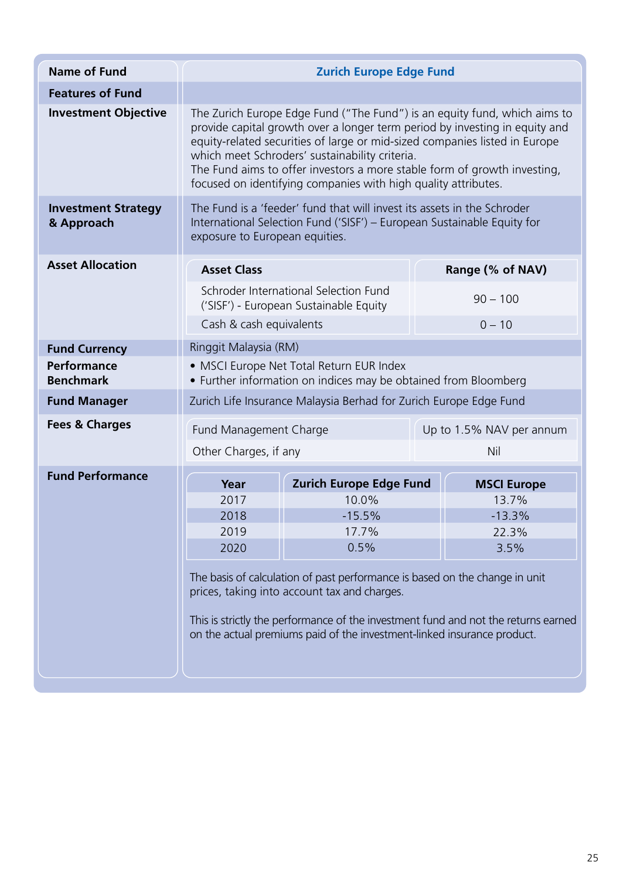| Name of Fund | Zurich Europe Edge Fund |
|---|---|
| **Features of Fund** | |
| **Investment Objective** | The Zurich Europe Edge Fund ("The Fund") is an equity fund, which aims to provide capital growth over a longer term period by investing in equity and equity-related securities of large or mid-sized companies listed in Europe which meet Schroders' sustainability criteria.<br>The Fund aims to offer investors a more stable form of growth investing, focused on identifying companies with high quality attributes. |
| **Investment Strategy & Approach** | The Fund is a 'feeder' fund that will invest its assets in the Schroder International Selection Fund ('SISF') – European Sustainable Equity for exposure to European equities. |
| **Asset Allocation** | See table below |
| **Fund Currency** | Ringgit Malaysia (RM) |
| **Performance Benchmark** | • MSCI Europe Net Total Return EUR Index<br>• Further information on indices may be obtained from Bloomberg |
| **Fund Manager** | Zurich Life Insurance Malaysia Berhad for Zurich Europe Edge Fund |
| **Fees & Charges** | See table below |
| **Fund Performance** | See table below |

**Asset Allocation**

| Asset Class | Range (% of NAV) |
|---|---|
| Schroder International Selection Fund ('SISF') - European Sustainable Equity | 90 – 100 |
| Cash & cash equivalents | 0 – 10 |

**Fees & Charges**

| Fee | Amount |
|---|---|
| Fund Management Charge | Up to 1.5% NAV per annum |
| Other Charges, if any | Nil |

**Fund Performance**

| Year | Zurich Europe Edge Fund | MSCI Europe |
|---|---|---|
| 2017 | 10.0% | 13.7% |
| 2018 | -15.5% | -13.3% |
| 2019 | 17.7% | 22.3% |
| 2020 | 0.5% | 3.5% |

The basis of calculation of past performance is based on the change in unit prices, taking into account tax and charges.

This is strictly the performance of the investment fund and not the returns earned on the actual premiums paid of the investment-linked insurance product.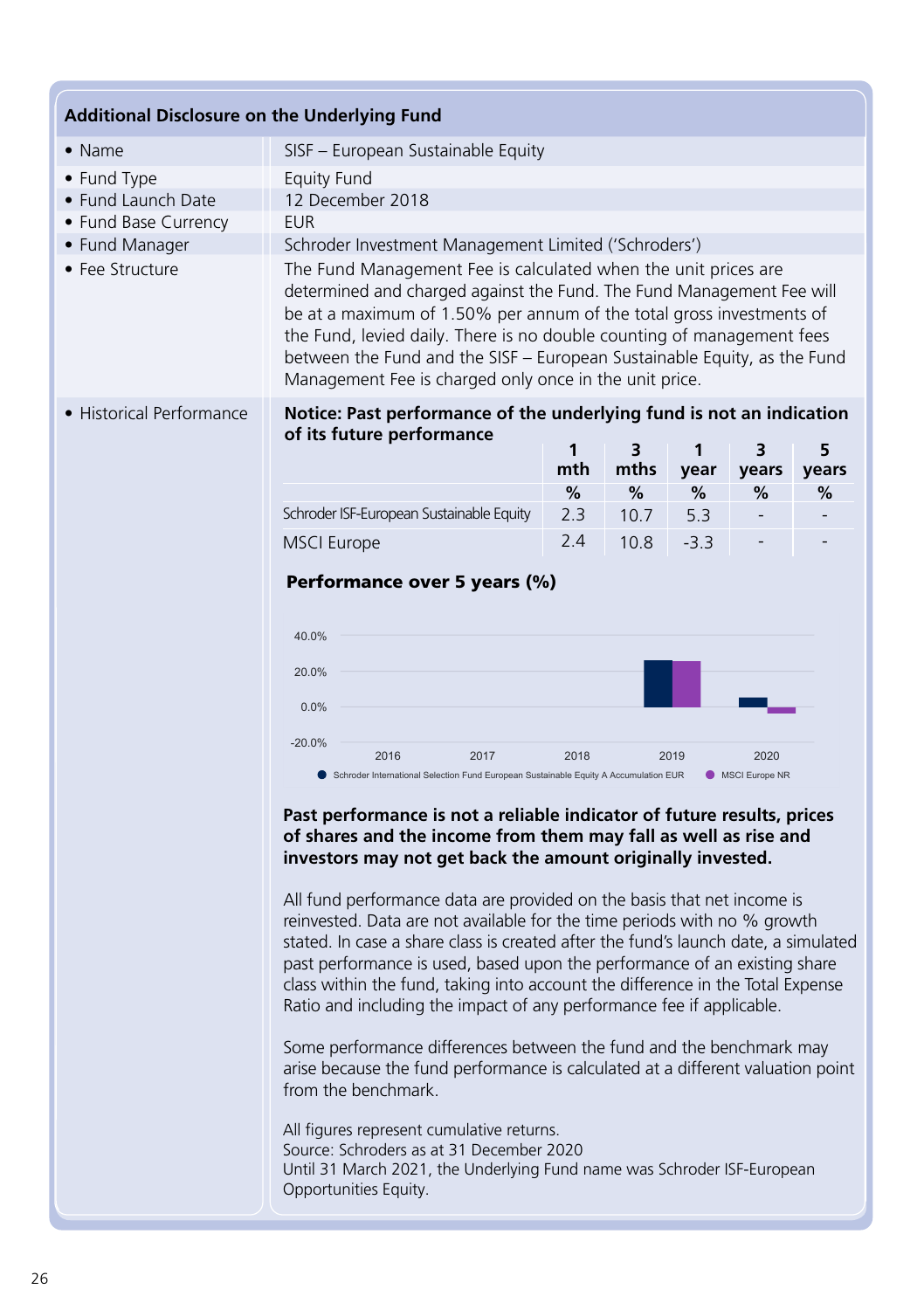## Additional Disclosure on the Underlying Fund

| | |
|---|---|
| • Name | SISF – European Sustainable Equity |
| • Fund Type | Equity Fund |
| • Fund Launch Date | 12 December 2018 |
| • Fund Base Currency | EUR |
| • Fund Manager | Schroder Investment Management Limited ('Schroders') |
| • Fee Structure | The Fund Management Fee is calculated when the unit prices are determined and charged against the Fund. The Fund Management Fee will be at a maximum of 1.50% per annum of the total gross investments of the Fund, levied daily. There is no double counting of management fees between the Fund and the SISF – European Sustainable Equity, as the Fund Management Fee is charged only once in the unit price. |

• Historical Performance

**Notice: Past performance of the underlying fund is not an indication of its future performance**

| | 1 mth % | 3 mths % | 1 year % | 3 years % | 5 years % |
|---|---|---|---|---|---|
| Schroder ISF-European Sustainable Equity | 2.3 | 10.7 | 5.3 | - | - |
| MSCI Europe | 2.4 | 10.8 | -3.3 | - | - |

**Performance over 5 years (%)**

40.0%
20.0%
0.0%
-20.0%

2016 2017 2018 2019 2020

● Schroder International Selection Fund European Sustainable Equity A Accumulation EUR ● MSCI Europe NR

**Past performance is not a reliable indicator of future results, prices of shares and the income from them may fall as well as rise and investors may not get back the amount originally invested.**

All fund performance data are provided on the basis that net income is reinvested. Data are not available for the time periods with no % growth stated. In case a share class is created after the fund's launch date, a simulated past performance is used, based upon the performance of an existing share class within the fund, taking into account the difference in the Total Expense Ratio and including the impact of any performance fee if applicable.

Some performance differences between the fund and the benchmark may arise because the fund performance is calculated at a different valuation point from the benchmark.

All figures represent cumulative returns.
Source: Schroders as at 31 December 2020
Until 31 March 2021, the Underlying Fund name was Schroder ISF-European Opportunities Equity.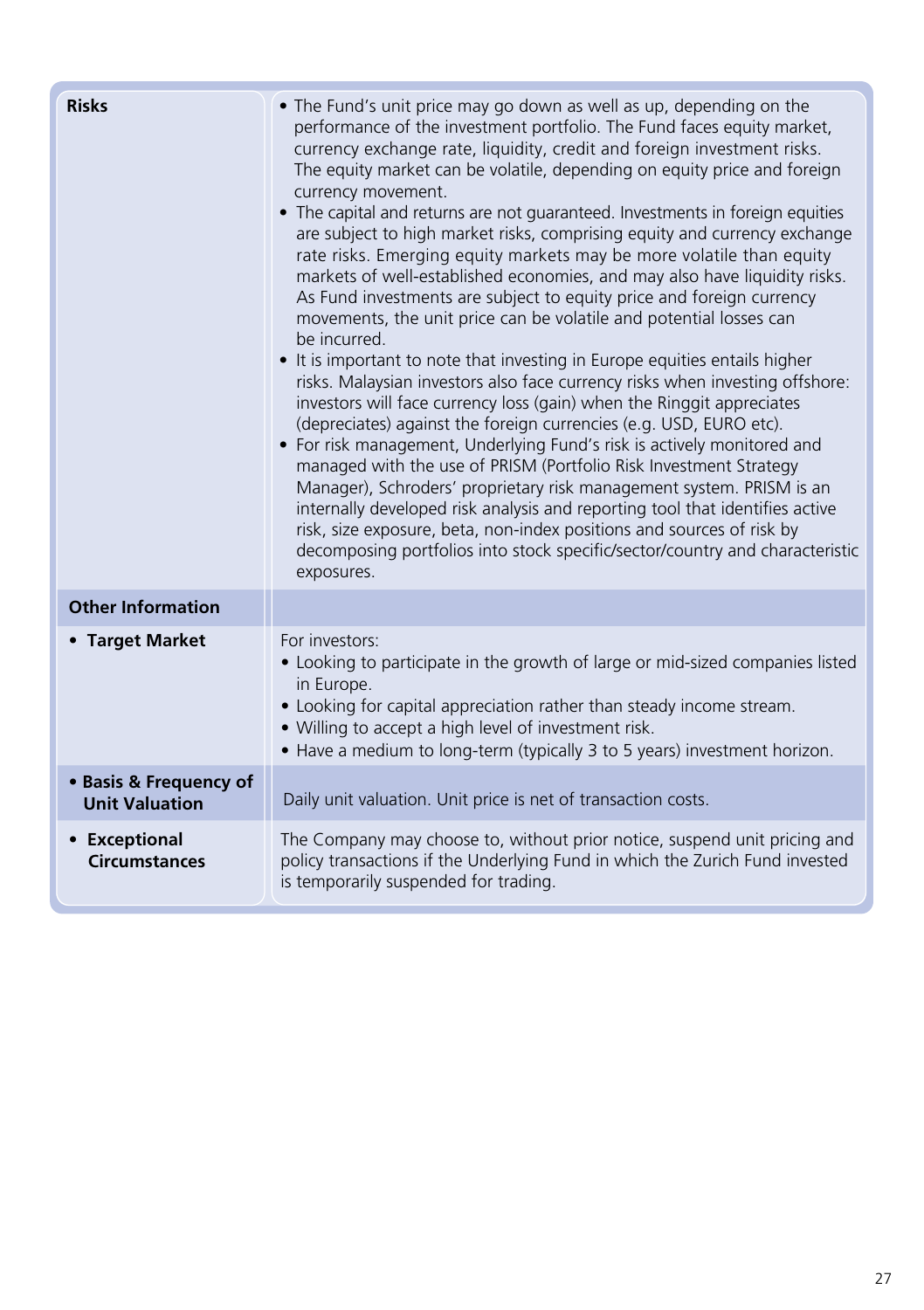| Risks | • The Fund's unit price may go down as well as up, depending on the performance of the investment portfolio. The Fund faces equity market, currency exchange rate, liquidity, credit and foreign investment risks. The equity market can be volatile, depending on equity price and foreign currency movement.<br>• The capital and returns are not guaranteed. Investments in foreign equities are subject to high market risks, comprising equity and currency exchange rate risks. Emerging equity markets may be more volatile than equity markets of well-established economies, and may also have liquidity risks. As Fund investments are subject to equity price and foreign currency movements, the unit price can be volatile and potential losses can be incurred.<br>• It is important to note that investing in Europe equities entails higher risks. Malaysian investors also face currency risks when investing offshore: investors will face currency loss (gain) when the Ringgit appreciates (depreciates) against the foreign currencies (e.g. USD, EURO etc).<br>• For risk management, Underlying Fund's risk is actively monitored and managed with the use of PRISM (Portfolio Risk Investment Strategy Manager), Schroders' proprietary risk management system. PRISM is an internally developed risk analysis and reporting tool that identifies active risk, size exposure, beta, non-index positions and sources of risk by decomposing portfolios into stock specific/sector/country and characteristic exposures. |
|---|---|
| **Other Information** | |
| • **Target Market** | For investors:<br>• Looking to participate in the growth of large or mid-sized companies listed in Europe.<br>• Looking for capital appreciation rather than steady income stream.<br>• Willing to accept a high level of investment risk.<br>• Have a medium to long-term (typically 3 to 5 years) investment horizon. |
| • **Basis & Frequency of Unit Valuation** | Daily unit valuation. Unit price is net of transaction costs. |
| • **Exceptional Circumstances** | The Company may choose to, without prior notice, suspend unit pricing and policy transactions if the Underlying Fund in which the Zurich Fund invested is temporarily suspended for trading. |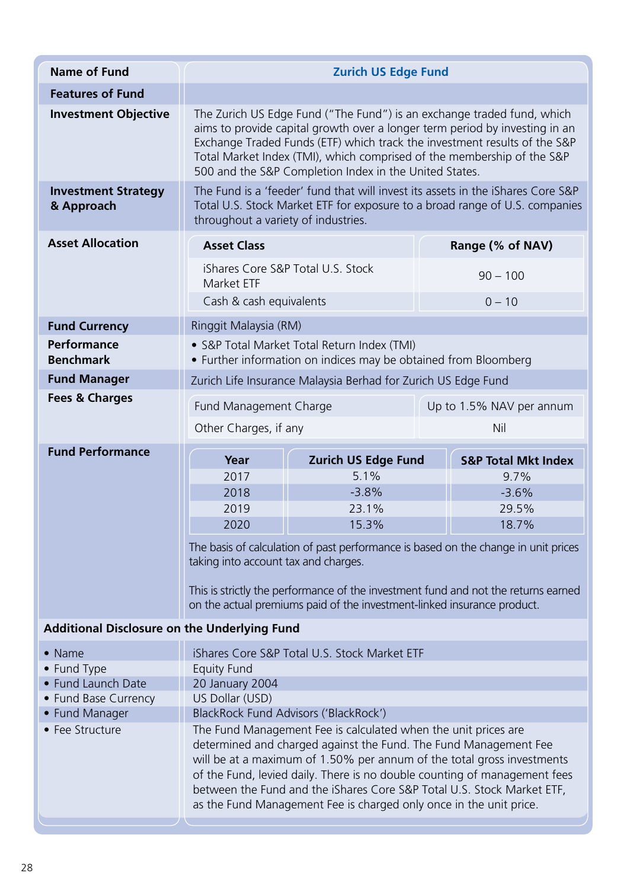| Name of Fund | Zurich US Edge Fund |
| --- | --- |
| **Features of Fund** | |
| **Investment Objective** | The Zurich US Edge Fund ("The Fund") is an exchange traded fund, which aims to provide capital growth over a longer term period by investing in an Exchange Traded Funds (ETF) which track the investment results of the S&P Total Market Index (TMI), which comprised of the membership of the S&P 500 and the S&P Completion Index in the United States. |
| **Investment Strategy & Approach** | The Fund is a 'feeder' fund that will invest its assets in the iShares Core S&P Total U.S. Stock Market ETF for exposure to a broad range of U.S. companies throughout a variety of industries. |
| **Asset Allocation** | See Asset Allocation table below |
| **Fund Currency** | Ringgit Malaysia (RM) |
| **Performance Benchmark** | • S&P Total Market Total Return Index (TMI)<br>• Further information on indices may be obtained from Bloomberg |
| **Fund Manager** | Zurich Life Insurance Malaysia Berhad for Zurich US Edge Fund |
| **Fees & Charges** | See Fees & Charges table below |
| **Fund Performance** | See Fund Performance table below |

**Asset Allocation**

| Asset Class | Range (% of NAV) |
| --- | --- |
| iShares Core S&P Total U.S. Stock Market ETF | 90 – 100 |
| Cash & cash equivalents | 0 – 10 |

**Fees & Charges**

| Fee | Charge |
| --- | --- |
| Fund Management Charge | Up to 1.5% NAV per annum |
| Other Charges, if any | Nil |

**Fund Performance**

| Year | Zurich US Edge Fund | S&P Total Mkt Index |
| --- | --- | --- |
| 2017 | 5.1% | 9.7% |
| 2018 | -3.8% | -3.6% |
| 2019 | 23.1% | 29.5% |
| 2020 | 15.3% | 18.7% |

The basis of calculation of past performance is based on the change in unit prices taking into account tax and charges.

This is strictly the performance of the investment fund and not the returns earned on the actual premiums paid of the investment-linked insurance product.

**Additional Disclosure on the Underlying Fund**

| Item | Details |
| --- | --- |
| • Name | iShares Core S&P Total U.S. Stock Market ETF |
| • Fund Type | Equity Fund |
| • Fund Launch Date | 20 January 2004 |
| • Fund Base Currency | US Dollar (USD) |
| • Fund Manager | BlackRock Fund Advisors ('BlackRock') |
| • Fee Structure | The Fund Management Fee is calculated when the unit prices are determined and charged against the Fund. The Fund Management Fee will be at a maximum of 1.50% per annum of the total gross investments of the Fund, levied daily. There is no double counting of management fees between the Fund and the iShares Core S&P Total U.S. Stock Market ETF, as the Fund Management Fee is charged only once in the unit price. |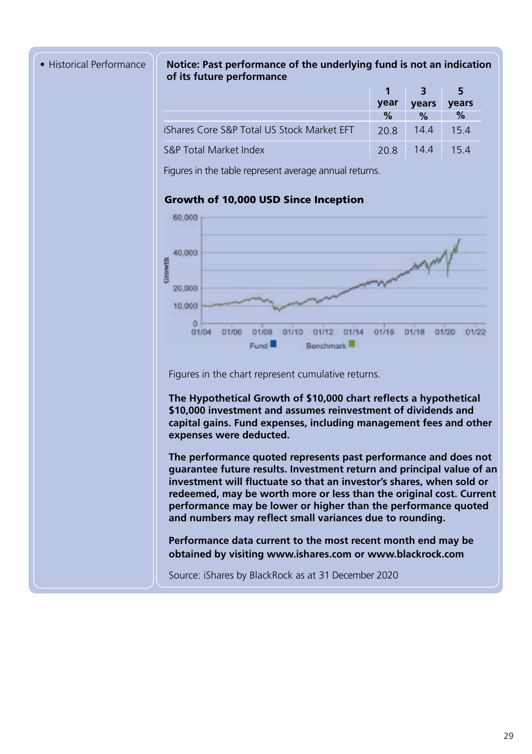- Historical Performance

**Notice: Past performance of the underlying fund is not an indication of its future performance**

| | 1 year % | 3 years % | 5 years % |
|---|---|---|---|
| iShares Core S&P Total US Stock Market EFT | 20.8 | 14.4 | 15.4 |
| S&P Total Market Index | 20.8 | 14.4 | 15.4 |

Figures in the table represent average annual returns.

**Growth of 10,000 USD Since Inception**

Figures in the chart represent cumulative returns.

**The Hypothetical Growth of $10,000 chart reflects a hypothetical $10,000 investment and assumes reinvestment of dividends and capital gains. Fund expenses, including management fees and other expenses were deducted.**

**The performance quoted represents past performance and does not guarantee future results. Investment return and principal value of an investment will fluctuate so that an investor's shares, when sold or redeemed, may be worth more or less than the original cost. Current performance may be lower or higher than the performance quoted and numbers may reflect small variances due to rounding.**

**Performance data current to the most recent month end may be obtained by visiting www.ishares.com or www.blackrock.com**

Source: iShares by BlackRock as at 31 December 2020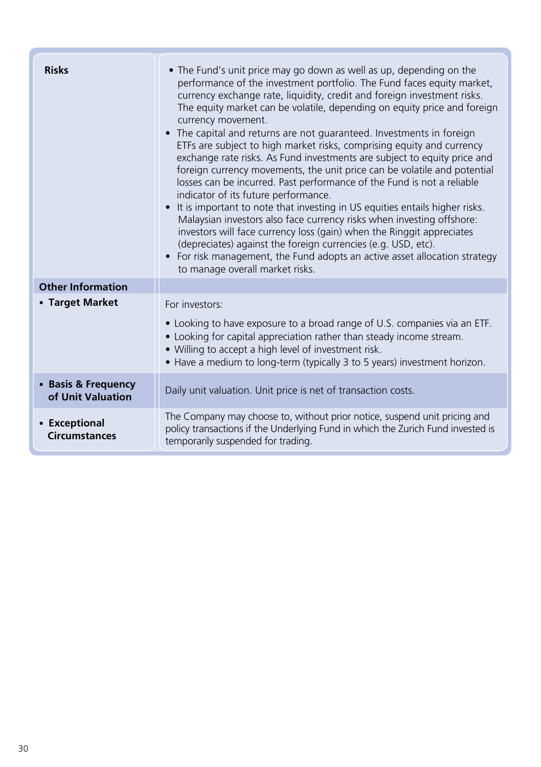| | |
|---|---|
| **Risks** | • The Fund's unit price may go down as well as up, depending on the performance of the investment portfolio. The Fund faces equity market, currency exchange rate, liquidity, credit and foreign investment risks. The equity market can be volatile, depending on equity price and foreign currency movement.<br>• The capital and returns are not guaranteed. Investments in foreign ETFs are subject to high market risks, comprising equity and currency exchange rate risks. As Fund investments are subject to equity price and foreign currency movements, the unit price can be volatile and potential losses can be incurred. Past performance of the Fund is not a reliable indicator of its future performance.<br>• It is important to note that investing in US equities entails higher risks. Malaysian investors also face currency risks when investing offshore: investors will face currency loss (gain) when the Ringgit appreciates (depreciates) against the foreign currencies (e.g. USD, etc).<br>• For risk management, the Fund adopts an active asset allocation strategy to manage overall market risks. |
| **Other Information** | |
| • **Target Market** | For investors:<br>• Looking to have exposure to a broad range of U.S. companies via an ETF.<br>• Looking for capital appreciation rather than steady income stream.<br>• Willing to accept a high level of investment risk.<br>• Have a medium to long-term (typically 3 to 5 years) investment horizon. |
| • **Basis & Frequency of Unit Valuation** | Daily unit valuation. Unit price is net of transaction costs. |
| • **Exceptional Circumstances** | The Company may choose to, without prior notice, suspend unit pricing and policy transactions if the Underlying Fund in which the Zurich Fund invested is temporarily suspended for trading. |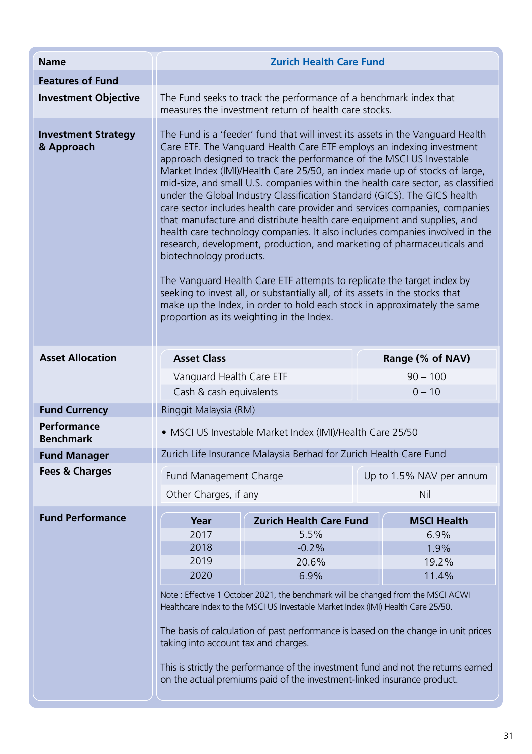| Name | Zurich Health Care Fund |
|---|---|
| **Features of Fund** | |
| **Investment Objective** | The Fund seeks to track the performance of a benchmark index that measures the investment return of health care stocks. |
| **Investment Strategy & Approach** | The Fund is a 'feeder' fund that will invest its assets in the Vanguard Health Care ETF. The Vanguard Health Care ETF employs an indexing investment approach designed to track the performance of the MSCI US Investable Market Index (IMI)/Health Care 25/50, an index made up of stocks of large, mid-size, and small U.S. companies within the health care sector, as classified under the Global Industry Classification Standard (GICS). The GICS health care sector includes health care provider and services companies, companies that manufacture and distribute health care equipment and supplies, and health care technology companies. It also includes companies involved in the research, development, production, and marketing of pharmaceuticals and biotechnology products.<br><br>The Vanguard Health Care ETF attempts to replicate the target index by seeking to invest all, or substantially all, of its assets in the stocks that make up the Index, in order to hold each stock in approximately the same proportion as its weighting in the Index. |
| **Asset Allocation** | See table below |
| **Fund Currency** | Ringgit Malaysia (RM) |
| **Performance Benchmark** | • MSCI US Investable Market Index (IMI)/Health Care 25/50 |
| **Fund Manager** | Zurich Life Insurance Malaysia Berhad for Zurich Health Care Fund |
| **Fees & Charges** | See table below |
| **Fund Performance** | See table below |

**Asset Allocation**

| Asset Class | Range (% of NAV) |
|---|---|
| Vanguard Health Care ETF | 90 – 100 |
| Cash & cash equivalents | 0 – 10 |

**Fees & Charges**

| Fund Management Charge | Up to 1.5% NAV per annum |
|---|---|
| Other Charges, if any | Nil |

**Fund Performance**

| Year | Zurich Health Care Fund | MSCI Health |
|---|---|---|
| 2017 | 5.5% | 6.9% |
| 2018 | -0.2% | 1.9% |
| 2019 | 20.6% | 19.2% |
| 2020 | 6.9% | 11.4% |

Note : Effective 1 October 2021, the benchmark will be changed from the MSCI ACWI Healthcare Index to the MSCI US Investable Market Index (IMI) Health Care 25/50.

The basis of calculation of past performance is based on the change in unit prices taking into account tax and charges.

This is strictly the performance of the investment fund and not the returns earned on the actual premiums paid of the investment-linked insurance product.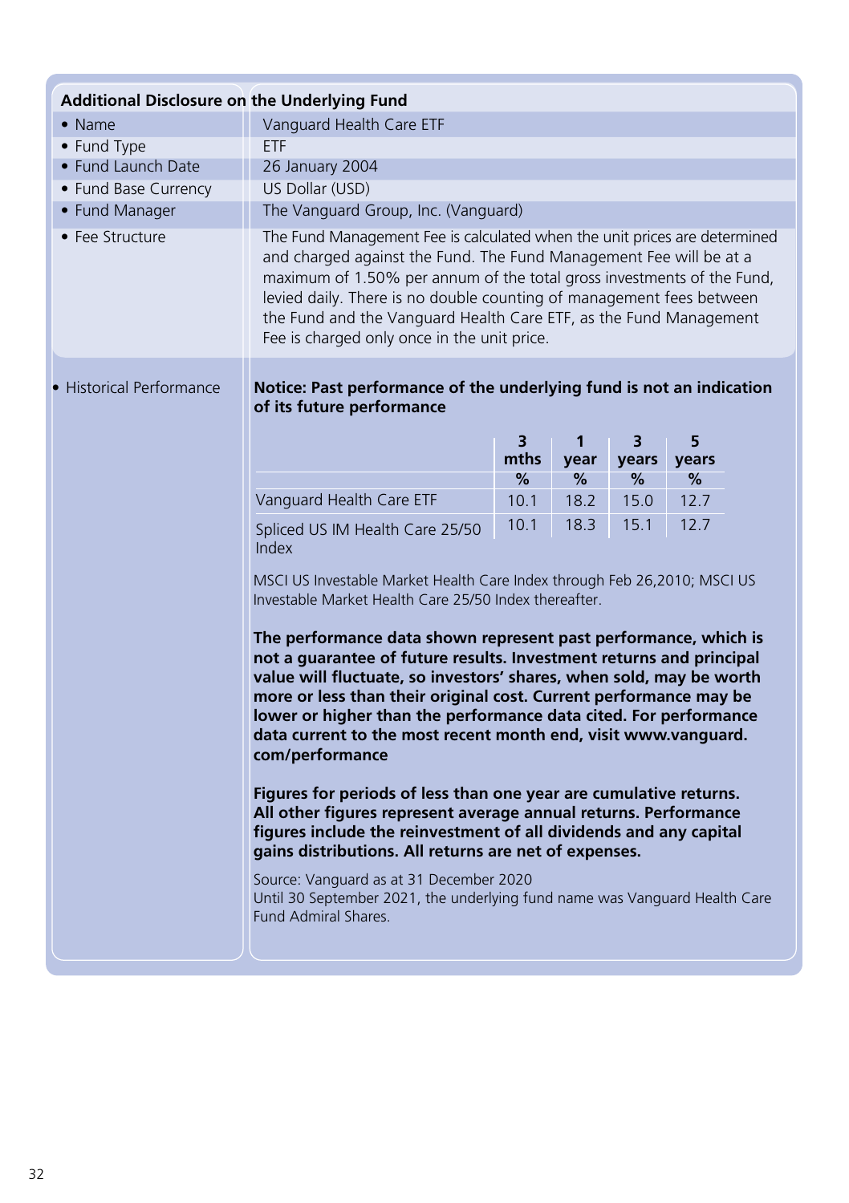## Additional Disclosure on the Underlying Fund

| | |
|---|---|
| • Name | Vanguard Health Care ETF |
| • Fund Type | ETF |
| • Fund Launch Date | 26 January 2004 |
| • Fund Base Currency | US Dollar (USD) |
| • Fund Manager | The Vanguard Group, Inc. (Vanguard) |
| • Fee Structure | The Fund Management Fee is calculated when the unit prices are determined and charged against the Fund. The Fund Management Fee will be at a maximum of 1.50% per annum of the total gross investments of the Fund, levied daily. There is no double counting of management fees between the Fund and the Vanguard Health Care ETF, as the Fund Management Fee is charged only once in the unit price. |

• Historical Performance

**Notice: Past performance of the underlying fund is not an indication of its future performance**

| | 3 mths | 1 year | 3 years | 5 years |
|---|---|---|---|---|
| | % | % | % | % |
| Vanguard Health Care ETF | 10.1 | 18.2 | 15.0 | 12.7 |
| Spliced US IM Health Care 25/50 Index | 10.1 | 18.3 | 15.1 | 12.7 |

MSCI US Investable Market Health Care Index through Feb 26,2010; MSCI US Investable Market Health Care 25/50 Index thereafter.

**The performance data shown represent past performance, which is not a guarantee of future results. Investment returns and principal value will fluctuate, so investors' shares, when sold, may be worth more or less than their original cost. Current performance may be lower or higher than the performance data cited. For performance data current to the most recent month end, visit www.vanguard.com/performance**

**Figures for periods of less than one year are cumulative returns. All other figures represent average annual returns. Performance figures include the reinvestment of all dividends and any capital gains distributions. All returns are net of expenses.**

Source: Vanguard as at 31 December 2020
Until 30 September 2021, the underlying fund name was Vanguard Health Care Fund Admiral Shares.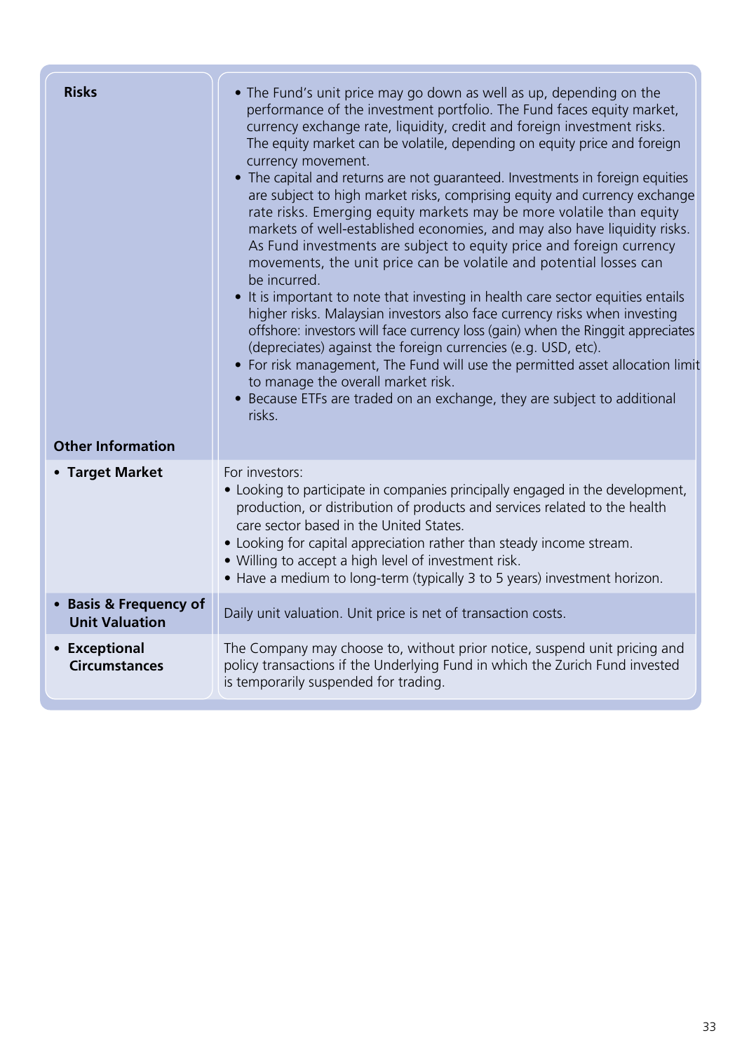| | |
|---|---|
| **Risks** | • The Fund's unit price may go down as well as up, depending on the performance of the investment portfolio. The Fund faces equity market, currency exchange rate, liquidity, credit and foreign investment risks. The equity market can be volatile, depending on equity price and foreign currency movement.<br>• The capital and returns are not guaranteed. Investments in foreign equities are subject to high market risks, comprising equity and currency exchange rate risks. Emerging equity markets may be more volatile than equity markets of well-established economies, and may also have liquidity risks. As Fund investments are subject to equity price and foreign currency movements, the unit price can be volatile and potential losses can be incurred.<br>• It is important to note that investing in health care sector equities entails higher risks. Malaysian investors also face currency risks when investing offshore: investors will face currency loss (gain) when the Ringgit appreciates (depreciates) against the foreign currencies (e.g. USD, etc).<br>• For risk management, The Fund will use the permitted asset allocation limit to manage the overall market risk.<br>• Because ETFs are traded on an exchange, they are subject to additional risks. |
| **Other Information** | |
| • **Target Market** | For investors:<br>• Looking to participate in companies principally engaged in the development, production, or distribution of products and services related to the health care sector based in the United States.<br>• Looking for capital appreciation rather than steady income stream.<br>• Willing to accept a high level of investment risk.<br>• Have a medium to long-term (typically 3 to 5 years) investment horizon. |
| • **Basis & Frequency of Unit Valuation** | Daily unit valuation. Unit price is net of transaction costs. |
| • **Exceptional Circumstances** | The Company may choose to, without prior notice, suspend unit pricing and policy transactions if the Underlying Fund in which the Zurich Fund invested is temporarily suspended for trading. |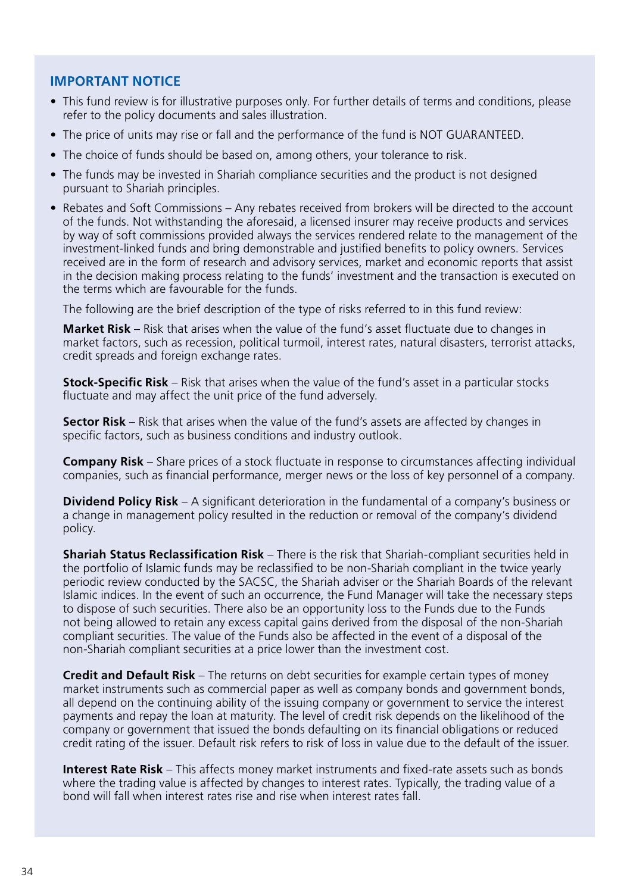## IMPORTANT NOTICE

- This fund review is for illustrative purposes only. For further details of terms and conditions, please refer to the policy documents and sales illustration.
- The price of units may rise or fall and the performance of the fund is NOT GUARANTEED.
- The choice of funds should be based on, among others, your tolerance to risk.
- The funds may be invested in Shariah compliance securities and the product is not designed pursuant to Shariah principles.
- Rebates and Soft Commissions – Any rebates received from brokers will be directed to the account of the funds. Not withstanding the aforesaid, a licensed insurer may receive products and services by way of soft commissions provided always the services rendered relate to the management of the investment-linked funds and bring demonstrable and justified benefits to policy owners. Services received are in the form of research and advisory services, market and economic reports that assist in the decision making process relating to the funds' investment and the transaction is executed on the terms which are favourable for the funds.

  The following are the brief description of the type of risks referred to in this fund review:

  **Market Risk** – Risk that arises when the value of the fund's asset fluctuate due to changes in market factors, such as recession, political turmoil, interest rates, natural disasters, terrorist attacks, credit spreads and foreign exchange rates.

  **Stock-Specific Risk** – Risk that arises when the value of the fund's asset in a particular stocks fluctuate and may affect the unit price of the fund adversely.

  **Sector Risk** – Risk that arises when the value of the fund's assets are affected by changes in specific factors, such as business conditions and industry outlook.

  **Company Risk** – Share prices of a stock fluctuate in response to circumstances affecting individual companies, such as financial performance, merger news or the loss of key personnel of a company.

  **Dividend Policy Risk** – A significant deterioration in the fundamental of a company's business or a change in management policy resulted in the reduction or removal of the company's dividend policy.

  **Shariah Status Reclassification Risk** – There is the risk that Shariah-compliant securities held in the portfolio of Islamic funds may be reclassified to be non-Shariah compliant in the twice yearly periodic review conducted by the SACSC, the Shariah adviser or the Shariah Boards of the relevant Islamic indices. In the event of such an occurrence, the Fund Manager will take the necessary steps to dispose of such securities. There also be an opportunity loss to the Funds due to the Funds not being allowed to retain any excess capital gains derived from the disposal of the non-Shariah compliant securities. The value of the Funds also be affected in the event of a disposal of the non-Shariah compliant securities at a price lower than the investment cost.

  **Credit and Default Risk** – The returns on debt securities for example certain types of money market instruments such as commercial paper as well as company bonds and government bonds, all depend on the continuing ability of the issuing company or government to service the interest payments and repay the loan at maturity. The level of credit risk depends on the likelihood of the company or government that issued the bonds defaulting on its financial obligations or reduced credit rating of the issuer. Default risk refers to risk of loss in value due to the default of the issuer.

  **Interest Rate Risk** – This affects money market instruments and fixed-rate assets such as bonds where the trading value is affected by changes to interest rates. Typically, the trading value of a bond will fall when interest rates rise and rise when interest rates fall.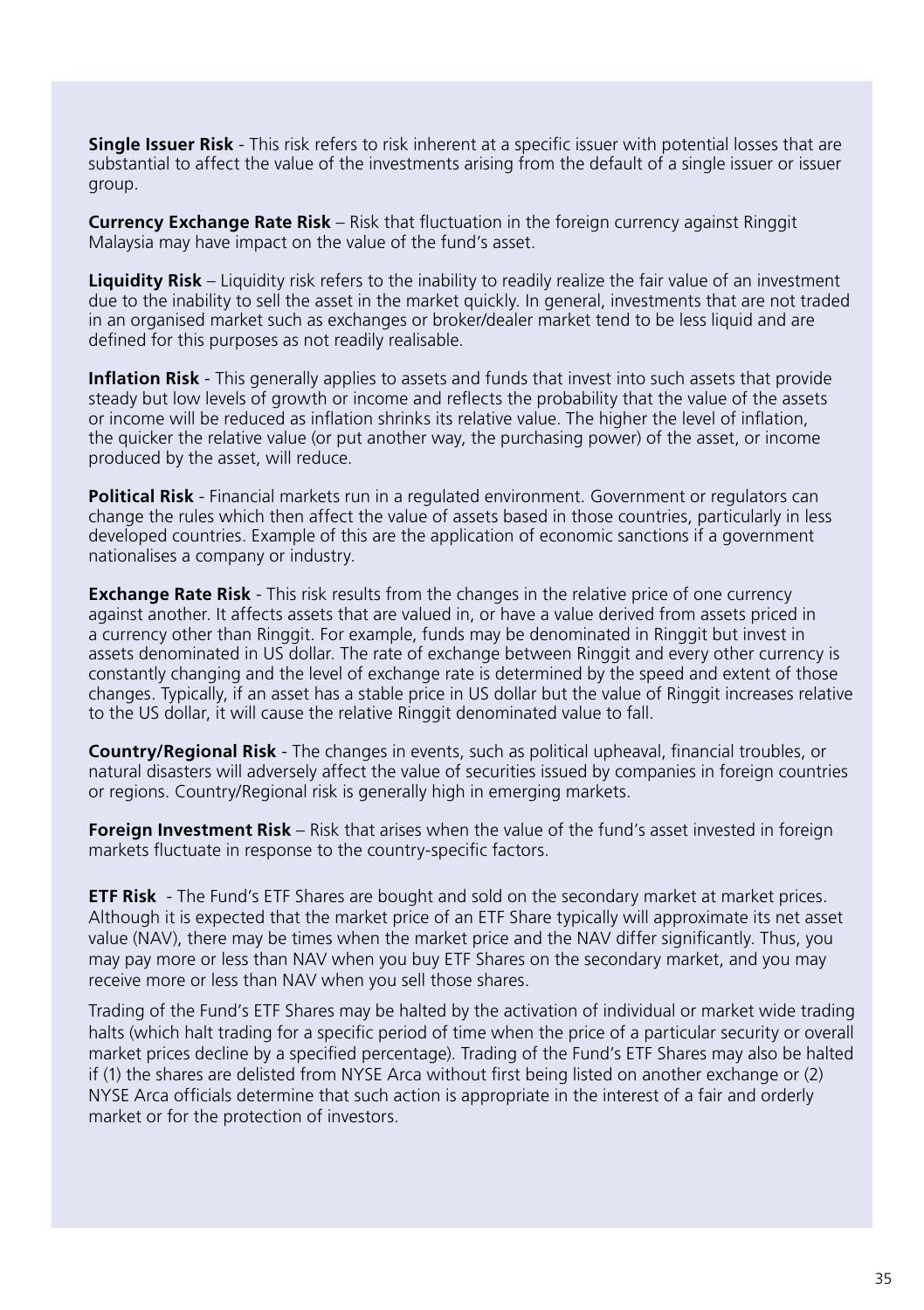**Single Issuer Risk** - This risk refers to risk inherent at a specific issuer with potential losses that are substantial to affect the value of the investments arising from the default of a single issuer or issuer group.

**Currency Exchange Rate Risk** – Risk that fluctuation in the foreign currency against Ringgit Malaysia may have impact on the value of the fund's asset.

**Liquidity Risk** – Liquidity risk refers to the inability to readily realize the fair value of an investment due to the inability to sell the asset in the market quickly. In general, investments that are not traded in an organised market such as exchanges or broker/dealer market tend to be less liquid and are defined for this purposes as not readily realisable.

**Inflation Risk** - This generally applies to assets and funds that invest into such assets that provide steady but low levels of growth or income and reflects the probability that the value of the assets or income will be reduced as inflation shrinks its relative value. The higher the level of inflation, the quicker the relative value (or put another way, the purchasing power) of the asset, or income produced by the asset, will reduce.

**Political Risk** - Financial markets run in a regulated environment. Government or regulators can change the rules which then affect the value of assets based in those countries, particularly in less developed countries. Example of this are the application of economic sanctions if a government nationalises a company or industry.

**Exchange Rate Risk** - This risk results from the changes in the relative price of one currency against another. It affects assets that are valued in, or have a value derived from assets priced in a currency other than Ringgit. For example, funds may be denominated in Ringgit but invest in assets denominated in US dollar. The rate of exchange between Ringgit and every other currency is constantly changing and the level of exchange rate is determined by the speed and extent of those changes. Typically, if an asset has a stable price in US dollar but the value of Ringgit increases relative to the US dollar, it will cause the relative Ringgit denominated value to fall.

**Country/Regional Risk** - The changes in events, such as political upheaval, financial troubles, or natural disasters will adversely affect the value of securities issued by companies in foreign countries or regions. Country/Regional risk is generally high in emerging markets.

**Foreign Investment Risk** – Risk that arises when the value of the fund's asset invested in foreign markets fluctuate in response to the country-specific factors.

**ETF Risk** - The Fund's ETF Shares are bought and sold on the secondary market at market prices. Although it is expected that the market price of an ETF Share typically will approximate its net asset value (NAV), there may be times when the market price and the NAV differ significantly. Thus, you may pay more or less than NAV when you buy ETF Shares on the secondary market, and you may receive more or less than NAV when you sell those shares.

Trading of the Fund's ETF Shares may be halted by the activation of individual or market wide trading halts (which halt trading for a specific period of time when the price of a particular security or overall market prices decline by a specified percentage). Trading of the Fund's ETF Shares may also be halted if (1) the shares are delisted from NYSE Arca without first being listed on another exchange or (2) NYSE Arca officials determine that such action is appropriate in the interest of a fair and orderly market or for the protection of investors.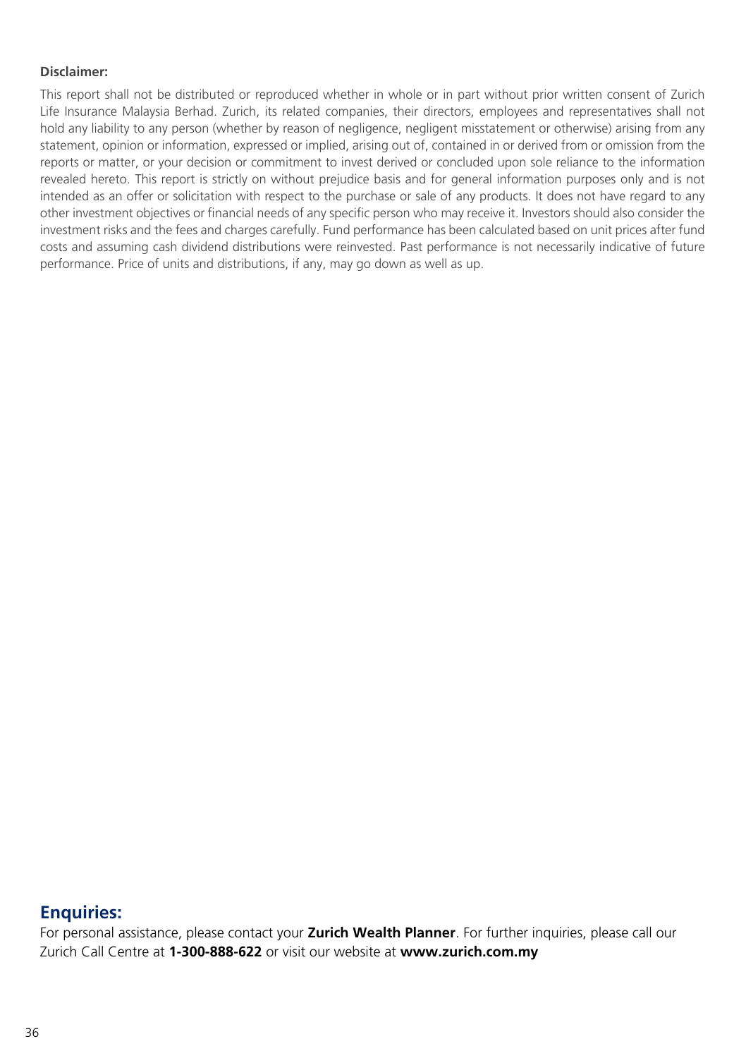**Disclaimer:**

This report shall not be distributed or reproduced whether in whole or in part without prior written consent of Zurich Life Insurance Malaysia Berhad. Zurich, its related companies, their directors, employees and representatives shall not hold any liability to any person (whether by reason of negligence, negligent misstatement or otherwise) arising from any statement, opinion or information, expressed or implied, arising out of, contained in or derived from or omission from the reports or matter, or your decision or commitment to invest derived or concluded upon sole reliance to the information revealed hereto. This report is strictly on without prejudice basis and for general information purposes only and is not intended as an offer or solicitation with respect to the purchase or sale of any products. It does not have regard to any other investment objectives or financial needs of any specific person who may receive it. Investors should also consider the investment risks and the fees and charges carefully. Fund performance has been calculated based on unit prices after fund costs and assuming cash dividend distributions were reinvested. Past performance is not necessarily indicative of future performance. Price of units and distributions, if any, may go down as well as up.

## Enquiries:

For personal assistance, please contact your **Zurich Wealth Planner**. For further inquiries, please call our Zurich Call Centre at **1-300-888-622** or visit our website at **www.zurich.com.my**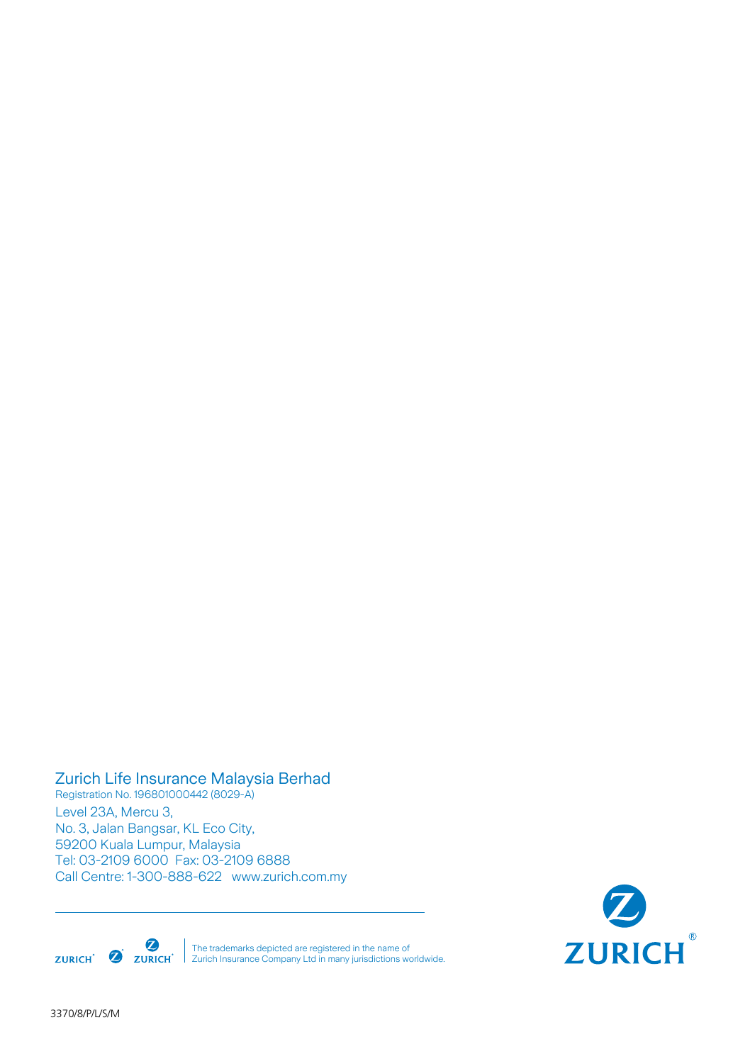Zurich Life Insurance Malaysia Berhad

Registration No. 196801000442 (8029-A)

Level 23A, Mercu 3,
No. 3, Jalan Bangsar, KL Eco City,
59200 Kuala Lumpur, Malaysia
Tel: 03-2109 6000 Fax: 03-2109 6888
Call Centre: 1-300-888-622 www.zurich.com.my

The trademarks depicted are registered in the name of Zurich Insurance Company Ltd in many jurisdictions worldwide.

3370/8/P/L/S/M